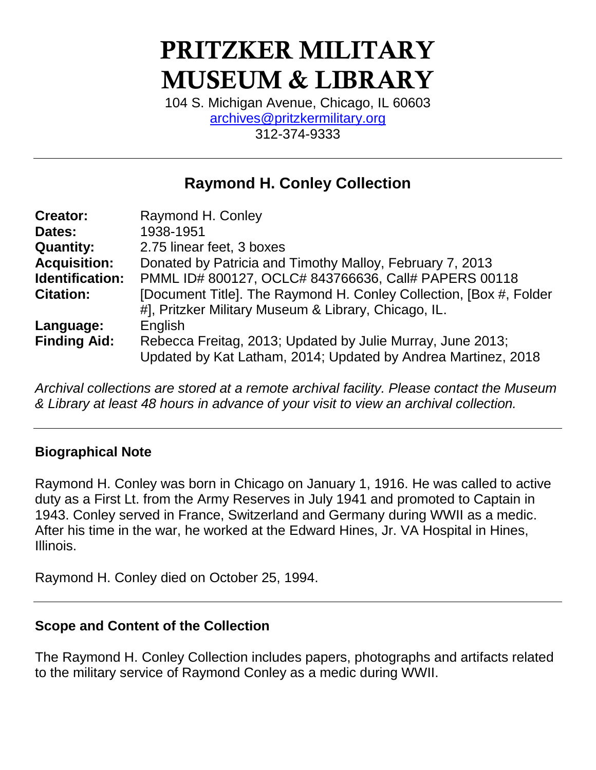# PRITZKER MILITARY MUSEUM & LIBRARY

104 S. Michigan Avenue, Chicago, IL 60603
archives@pritzkermilitary.org
312-374-9333

---

## Raymond H. Conley Collection

| | |
|---|---|
| **Creator:** | Raymond H. Conley |
| **Dates:** | 1938-1951 |
| **Quantity:** | 2.75 linear feet, 3 boxes |
| **Acquisition:** | Donated by Patricia and Timothy Malloy, February 7, 2013 |
| **Identification:** | PMML ID# 800127, OCLC# 843766636, Call# PAPERS 00118 |
| **Citation:** | [Document Title]. The Raymond H. Conley Collection, [Box #, Folder #], Pritzker Military Museum & Library, Chicago, IL. |
| **Language:** | English |
| **Finding Aid:** | Rebecca Freitag, 2013; Updated by Julie Murray, June 2013; Updated by Kat Latham, 2014; Updated by Andrea Martinez, 2018 |

*Archival collections are stored at a remote archival facility. Please contact the Museum & Library at least 48 hours in advance of your visit to view an archival collection.*

---

### Biographical Note

Raymond H. Conley was born in Chicago on January 1, 1916. He was called to active duty as a First Lt. from the Army Reserves in July 1941 and promoted to Captain in 1943. Conley served in France, Switzerland and Germany during WWII as a medic. After his time in the war, he worked at the Edward Hines, Jr. VA Hospital in Hines, Illinois.

Raymond H. Conley died on October 25, 1994.

---

### Scope and Content of the Collection

The Raymond H. Conley Collection includes papers, photographs and artifacts related to the military service of Raymond Conley as a medic during WWII.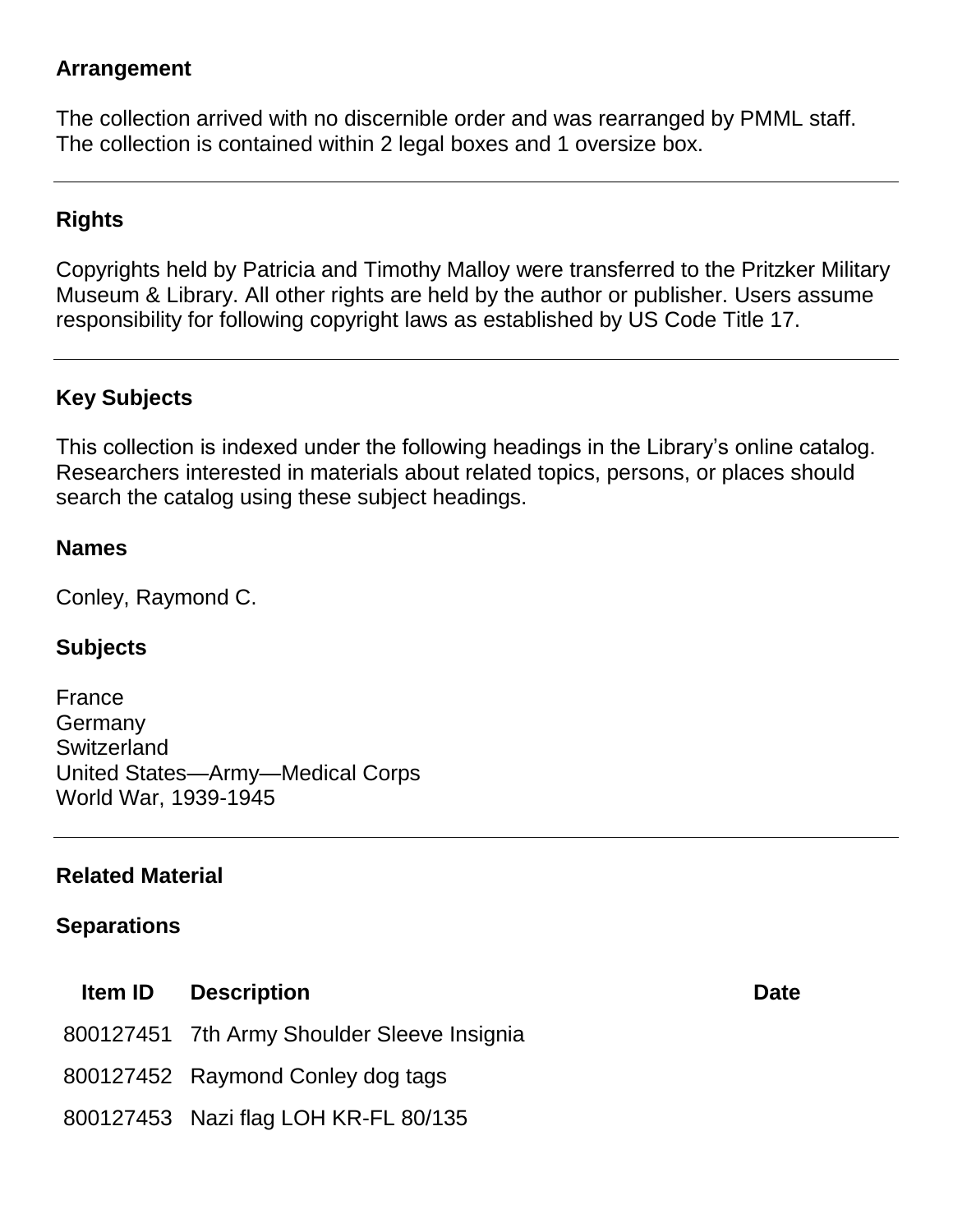## Arrangement

The collection arrived with no discernible order and was rearranged by PMML staff. The collection is contained within 2 legal boxes and 1 oversize box.

---

## Rights

Copyrights held by Patricia and Timothy Malloy were transferred to the Pritzker Military Museum & Library. All other rights are held by the author or publisher. Users assume responsibility for following copyright laws as established by US Code Title 17.

---

## Key Subjects

This collection is indexed under the following headings in the Library's online catalog. Researchers interested in materials about related topics, persons, or places should search the catalog using these subject headings.

### Names

Conley, Raymond C.

### Subjects

France
Germany
Switzerland
United States—Army—Medical Corps
World War, 1939-1945

---

## Related Material

### Separations

| Item ID | Description | Date |
|---|---|---|
| 800127451 | 7th Army Shoulder Sleeve Insignia | |
| 800127452 | Raymond Conley dog tags | |
| 800127453 | Nazi flag LOH KR-FL 80/135 | |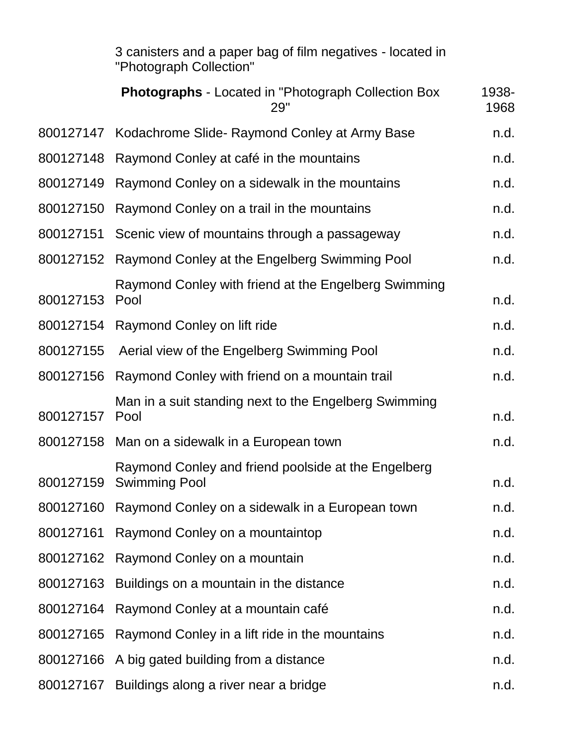| | | |
|---|---|---|
| | 3 canisters and a paper bag of film negatives - located in "Photograph Collection" | |
| | **Photographs** - Located in "Photograph Collection Box 29" | 1938-1968 |
| 800127147 | Kodachrome Slide- Raymond Conley at Army Base | n.d. |
| 800127148 | Raymond Conley at café in the mountains | n.d. |
| 800127149 | Raymond Conley on a sidewalk in the mountains | n.d. |
| 800127150 | Raymond Conley on a trail in the mountains | n.d. |
| 800127151 | Scenic view of mountains through a passageway | n.d. |
| 800127152 | Raymond Conley at the Engelberg Swimming Pool | n.d. |
| 800127153 | Raymond Conley with friend at the Engelberg Swimming Pool | n.d. |
| 800127154 | Raymond Conley on lift ride | n.d. |
| 800127155 | Aerial view of the Engelberg Swimming Pool | n.d. |
| 800127156 | Raymond Conley with friend on a mountain trail | n.d. |
| 800127157 | Man in a suit standing next to the Engelberg Swimming Pool | n.d. |
| 800127158 | Man on a sidewalk in a European town | n.d. |
| 800127159 | Raymond Conley and friend poolside at the Engelberg Swimming Pool | n.d. |
| 800127160 | Raymond Conley on a sidewalk in a European town | n.d. |
| 800127161 | Raymond Conley on a mountaintop | n.d. |
| 800127162 | Raymond Conley on a mountain | n.d. |
| 800127163 | Buildings on a mountain in the distance | n.d. |
| 800127164 | Raymond Conley at a mountain café | n.d. |
| 800127165 | Raymond Conley in a lift ride in the mountains | n.d. |
| 800127166 | A big gated building from a distance | n.d. |
| 800127167 | Buildings along a river near a bridge | n.d. |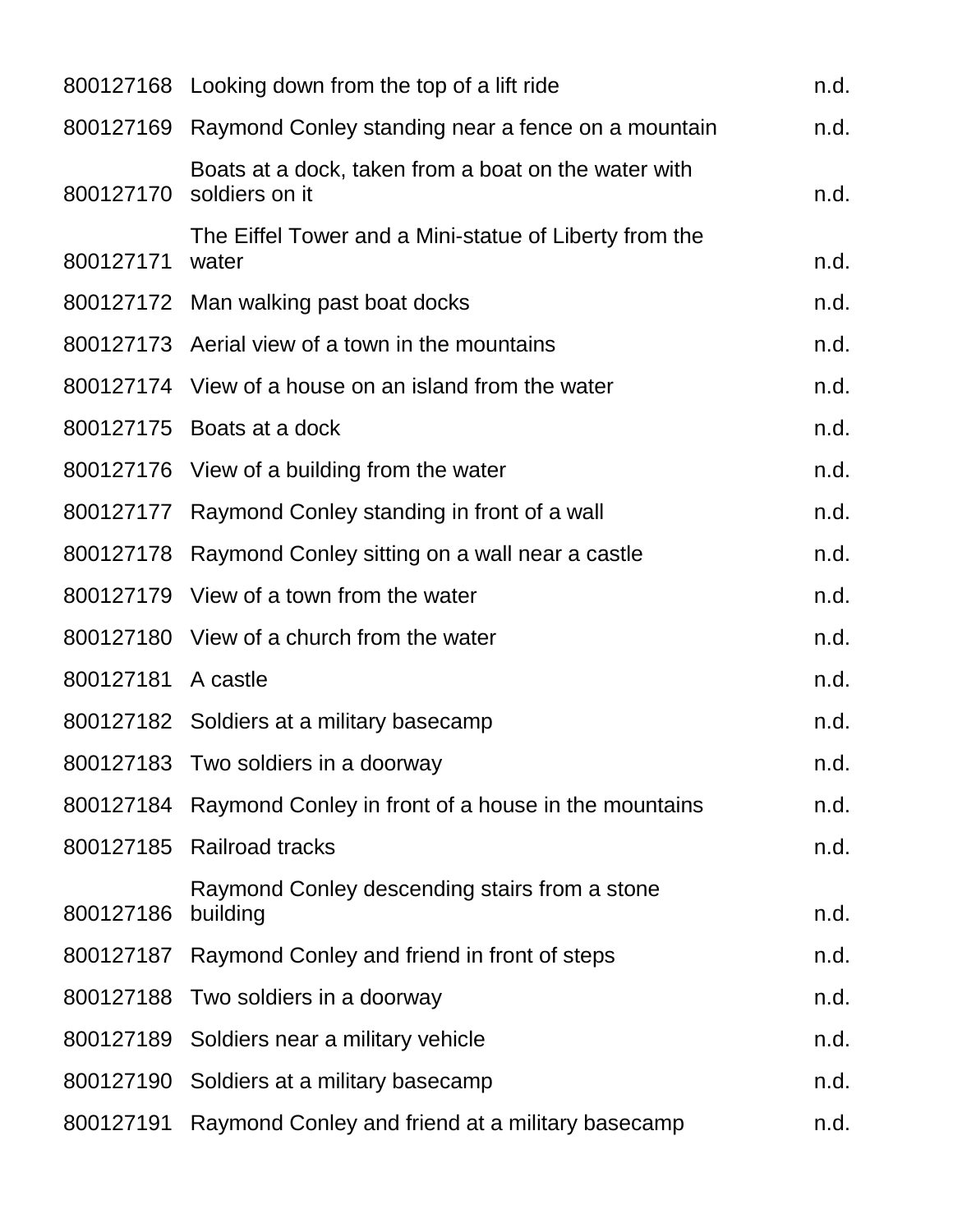| | | |
|---|---|---|
| 800127168 | Looking down from the top of a lift ride | n.d. |
| 800127169 | Raymond Conley standing near a fence on a mountain | n.d. |
| 800127170 | Boats at a dock, taken from a boat on the water with soldiers on it | n.d. |
| 800127171 | The Eiffel Tower and a Mini-statue of Liberty from the water | n.d. |
| 800127172 | Man walking past boat docks | n.d. |
| 800127173 | Aerial view of a town in the mountains | n.d. |
| 800127174 | View of a house on an island from the water | n.d. |
| 800127175 | Boats at a dock | n.d. |
| 800127176 | View of a building from the water | n.d. |
| 800127177 | Raymond Conley standing in front of a wall | n.d. |
| 800127178 | Raymond Conley sitting on a wall near a castle | n.d. |
| 800127179 | View of a town from the water | n.d. |
| 800127180 | View of a church from the water | n.d. |
| 800127181 | A castle | n.d. |
| 800127182 | Soldiers at a military basecamp | n.d. |
| 800127183 | Two soldiers in a doorway | n.d. |
| 800127184 | Raymond Conley in front of a house in the mountains | n.d. |
| 800127185 | Railroad tracks | n.d. |
| 800127186 | Raymond Conley descending stairs from a stone building | n.d. |
| 800127187 | Raymond Conley and friend in front of steps | n.d. |
| 800127188 | Two soldiers in a doorway | n.d. |
| 800127189 | Soldiers near a military vehicle | n.d. |
| 800127190 | Soldiers at a military basecamp | n.d. |
| 800127191 | Raymond Conley and friend at a military basecamp | n.d. |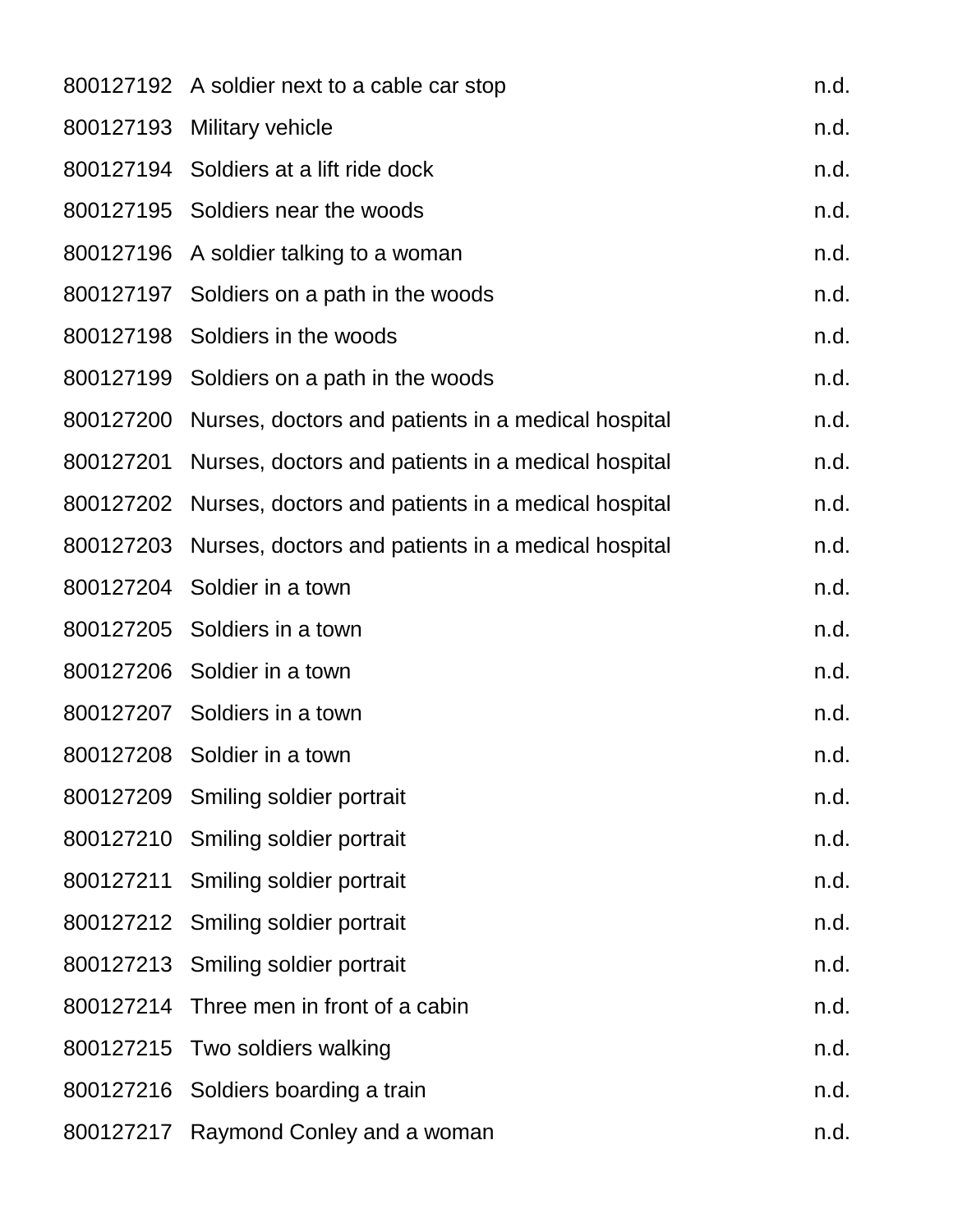| | | |
|---|---|---|
| 800127192 | A soldier next to a cable car stop | n.d. |
| 800127193 | Military vehicle | n.d. |
| 800127194 | Soldiers at a lift ride dock | n.d. |
| 800127195 | Soldiers near the woods | n.d. |
| 800127196 | A soldier talking to a woman | n.d. |
| 800127197 | Soldiers on a path in the woods | n.d. |
| 800127198 | Soldiers in the woods | n.d. |
| 800127199 | Soldiers on a path in the woods | n.d. |
| 800127200 | Nurses, doctors and patients in a medical hospital | n.d. |
| 800127201 | Nurses, doctors and patients in a medical hospital | n.d. |
| 800127202 | Nurses, doctors and patients in a medical hospital | n.d. |
| 800127203 | Nurses, doctors and patients in a medical hospital | n.d. |
| 800127204 | Soldier in a town | n.d. |
| 800127205 | Soldiers in a town | n.d. |
| 800127206 | Soldier in a town | n.d. |
| 800127207 | Soldiers in a town | n.d. |
| 800127208 | Soldier in a town | n.d. |
| 800127209 | Smiling soldier portrait | n.d. |
| 800127210 | Smiling soldier portrait | n.d. |
| 800127211 | Smiling soldier portrait | n.d. |
| 800127212 | Smiling soldier portrait | n.d. |
| 800127213 | Smiling soldier portrait | n.d. |
| 800127214 | Three men in front of a cabin | n.d. |
| 800127215 | Two soldiers walking | n.d. |
| 800127216 | Soldiers boarding a train | n.d. |
| 800127217 | Raymond Conley and a woman | n.d. |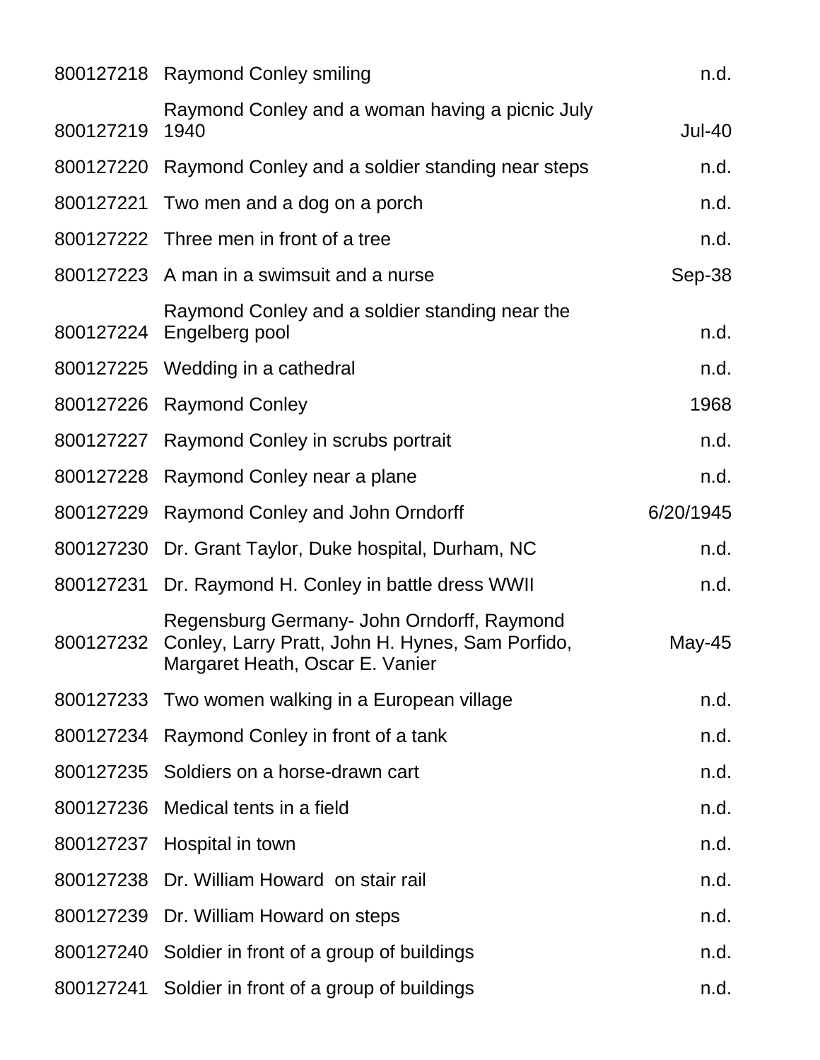| | | |
|---|---|---|
| 800127218 | Raymond Conley smiling | n.d. |
| 800127219 | Raymond Conley and a woman having a picnic July 1940 | Jul-40 |
| 800127220 | Raymond Conley and a soldier standing near steps | n.d. |
| 800127221 | Two men and a dog on a porch | n.d. |
| 800127222 | Three men in front of a tree | n.d. |
| 800127223 | A man in a swimsuit and a nurse | Sep-38 |
| 800127224 | Raymond Conley and a soldier standing near the Engelberg pool | n.d. |
| 800127225 | Wedding in a cathedral | n.d. |
| 800127226 | Raymond Conley | 1968 |
| 800127227 | Raymond Conley in scrubs portrait | n.d. |
| 800127228 | Raymond Conley near a plane | n.d. |
| 800127229 | Raymond Conley and John Orndorff | 6/20/1945 |
| 800127230 | Dr. Grant Taylor, Duke hospital, Durham, NC | n.d. |
| 800127231 | Dr. Raymond H. Conley in battle dress WWII | n.d. |
| 800127232 | Regensburg Germany- John Orndorff, Raymond Conley, Larry Pratt, John H. Hynes, Sam Porfido, Margaret Heath, Oscar E. Vanier | May-45 |
| 800127233 | Two women walking in a European village | n.d. |
| 800127234 | Raymond Conley in front of a tank | n.d. |
| 800127235 | Soldiers on a horse-drawn cart | n.d. |
| 800127236 | Medical tents in a field | n.d. |
| 800127237 | Hospital in town | n.d. |
| 800127238 | Dr. William Howard on stair rail | n.d. |
| 800127239 | Dr. William Howard on steps | n.d. |
| 800127240 | Soldier in front of a group of buildings | n.d. |
| 800127241 | Soldier in front of a group of buildings | n.d. |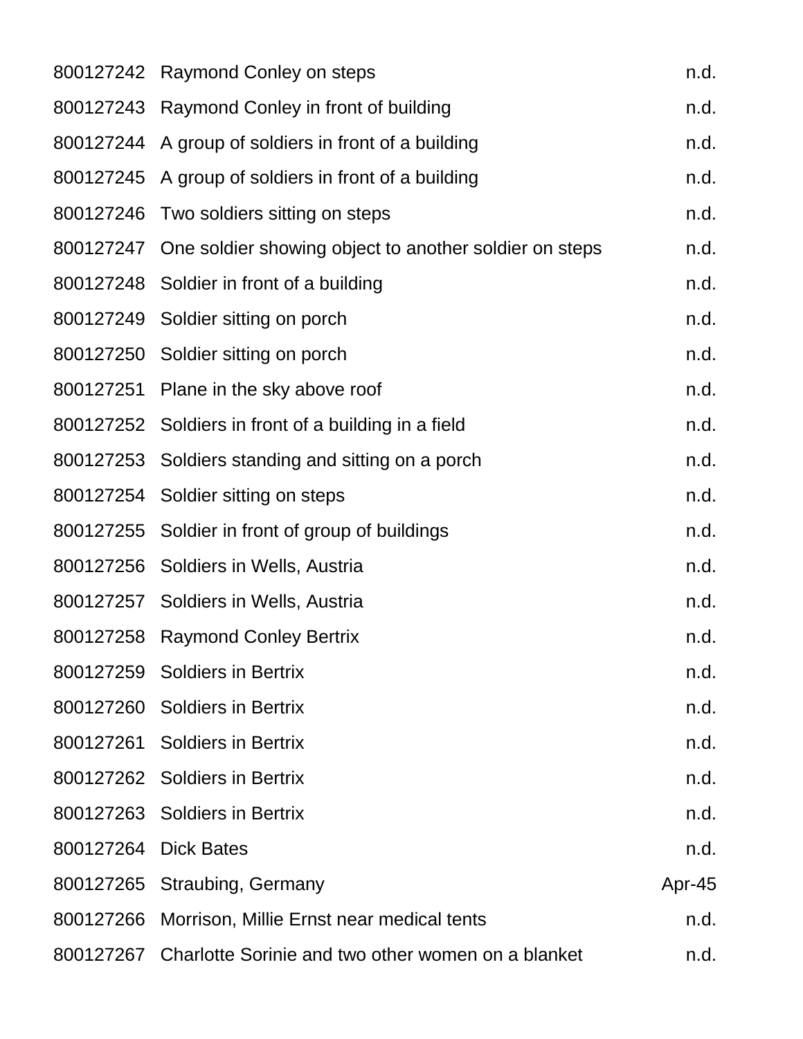| | | |
|---|---|---|
| 800127242 | Raymond Conley on steps | n.d. |
| 800127243 | Raymond Conley in front of building | n.d. |
| 800127244 | A group of soldiers in front of a building | n.d. |
| 800127245 | A group of soldiers in front of a building | n.d. |
| 800127246 | Two soldiers sitting on steps | n.d. |
| 800127247 | One soldier showing object to another soldier on steps | n.d. |
| 800127248 | Soldier in front of a building | n.d. |
| 800127249 | Soldier sitting on porch | n.d. |
| 800127250 | Soldier sitting on porch | n.d. |
| 800127251 | Plane in the sky above roof | n.d. |
| 800127252 | Soldiers in front of a building in a field | n.d. |
| 800127253 | Soldiers standing and sitting on a porch | n.d. |
| 800127254 | Soldier sitting on steps | n.d. |
| 800127255 | Soldier in front of group of buildings | n.d. |
| 800127256 | Soldiers in Wells, Austria | n.d. |
| 800127257 | Soldiers in Wells, Austria | n.d. |
| 800127258 | Raymond Conley Bertrix | n.d. |
| 800127259 | Soldiers in Bertrix | n.d. |
| 800127260 | Soldiers in Bertrix | n.d. |
| 800127261 | Soldiers in Bertrix | n.d. |
| 800127262 | Soldiers in Bertrix | n.d. |
| 800127263 | Soldiers in Bertrix | n.d. |
| 800127264 | Dick Bates | n.d. |
| 800127265 | Straubing, Germany | Apr-45 |
| 800127266 | Morrison, Millie Ernst near medical tents | n.d. |
| 800127267 | Charlotte Sorinie and two other women on a blanket | n.d. |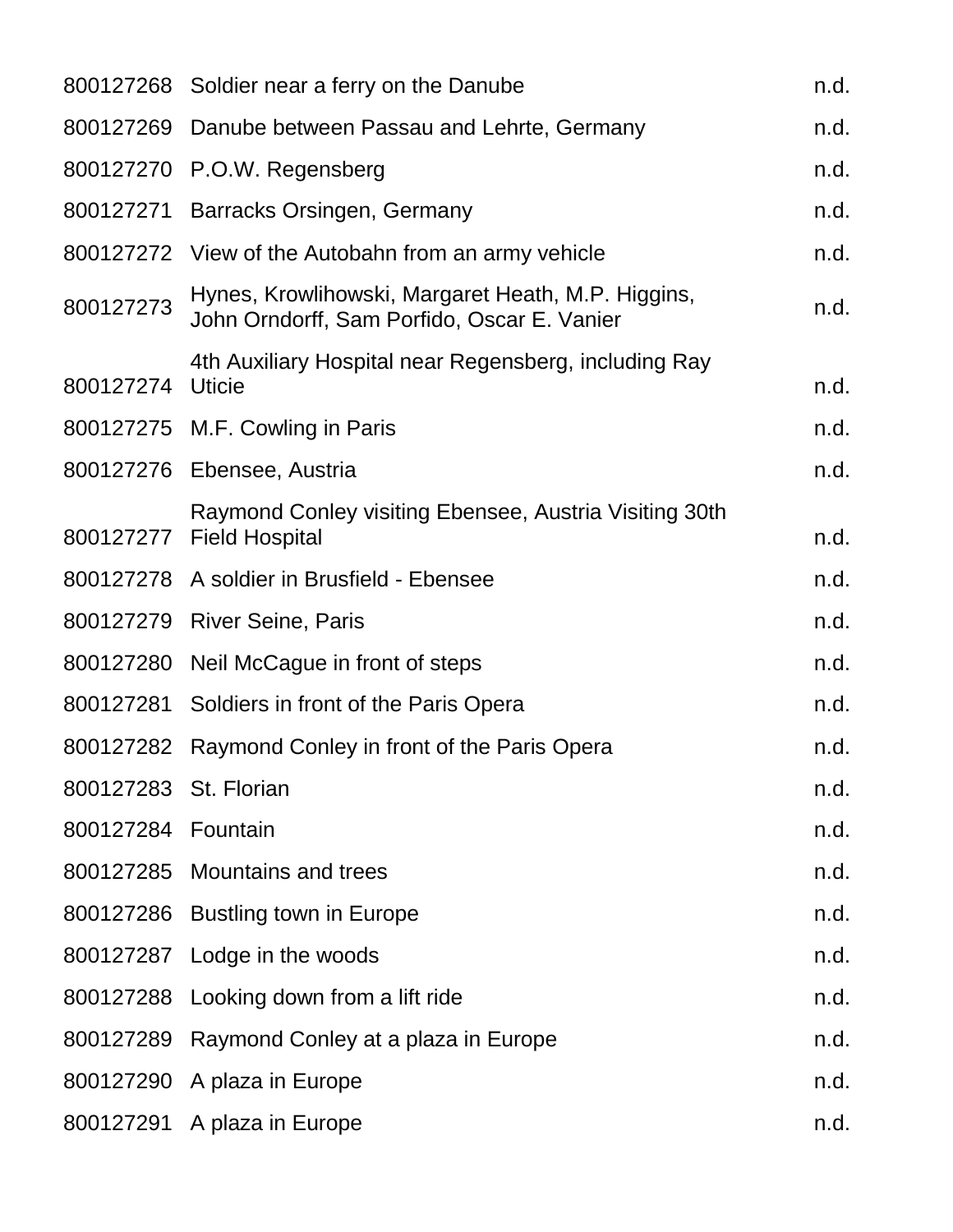| | | |
|---|---|---|
| 800127268 | Soldier near a ferry on the Danube | n.d. |
| 800127269 | Danube between Passau and Lehrte, Germany | n.d. |
| 800127270 | P.O.W. Regensberg | n.d. |
| 800127271 | Barracks Orsingen, Germany | n.d. |
| 800127272 | View of the Autobahn from an army vehicle | n.d. |
| 800127273 | Hynes, Krowlihowski, Margaret Heath, M.P. Higgins, John Orndorff, Sam Porfido, Oscar E. Vanier | n.d. |
| 800127274 | 4th Auxiliary Hospital near Regensberg, including Ray Uticie | n.d. |
| 800127275 | M.F. Cowling in Paris | n.d. |
| 800127276 | Ebensee, Austria | n.d. |
| 800127277 | Raymond Conley visiting Ebensee, Austria Visiting 30th Field Hospital | n.d. |
| 800127278 | A soldier in Brusfield - Ebensee | n.d. |
| 800127279 | River Seine, Paris | n.d. |
| 800127280 | Neil McCague in front of steps | n.d. |
| 800127281 | Soldiers in front of the Paris Opera | n.d. |
| 800127282 | Raymond Conley in front of the Paris Opera | n.d. |
| 800127283 | St. Florian | n.d. |
| 800127284 | Fountain | n.d. |
| 800127285 | Mountains and trees | n.d. |
| 800127286 | Bustling town in Europe | n.d. |
| 800127287 | Lodge in the woods | n.d. |
| 800127288 | Looking down from a lift ride | n.d. |
| 800127289 | Raymond Conley at a plaza in Europe | n.d. |
| 800127290 | A plaza in Europe | n.d. |
| 800127291 | A plaza in Europe | n.d. |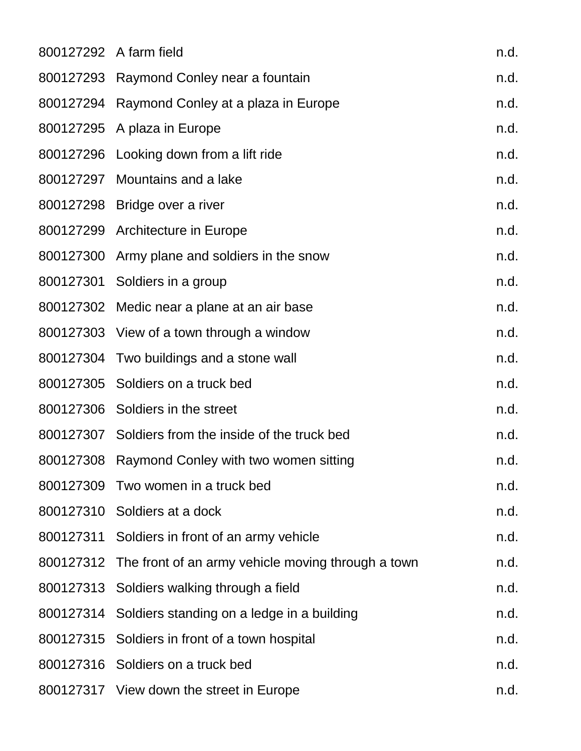| | | |
|---|---|---|
| 800127292 | A farm field | n.d. |
| 800127293 | Raymond Conley near a fountain | n.d. |
| 800127294 | Raymond Conley at a plaza in Europe | n.d. |
| 800127295 | A plaza in Europe | n.d. |
| 800127296 | Looking down from a lift ride | n.d. |
| 800127297 | Mountains and a lake | n.d. |
| 800127298 | Bridge over a river | n.d. |
| 800127299 | Architecture in Europe | n.d. |
| 800127300 | Army plane and soldiers in the snow | n.d. |
| 800127301 | Soldiers in a group | n.d. |
| 800127302 | Medic near a plane at an air base | n.d. |
| 800127303 | View of a town through a window | n.d. |
| 800127304 | Two buildings and a stone wall | n.d. |
| 800127305 | Soldiers on a truck bed | n.d. |
| 800127306 | Soldiers in the street | n.d. |
| 800127307 | Soldiers from the inside of the truck bed | n.d. |
| 800127308 | Raymond Conley with two women sitting | n.d. |
| 800127309 | Two women in a truck bed | n.d. |
| 800127310 | Soldiers at a dock | n.d. |
| 800127311 | Soldiers in front of an army vehicle | n.d. |
| 800127312 | The front of an army vehicle moving through a town | n.d. |
| 800127313 | Soldiers walking through a field | n.d. |
| 800127314 | Soldiers standing on a ledge in a building | n.d. |
| 800127315 | Soldiers in front of a town hospital | n.d. |
| 800127316 | Soldiers on a truck bed | n.d. |
| 800127317 | View down the street in Europe | n.d. |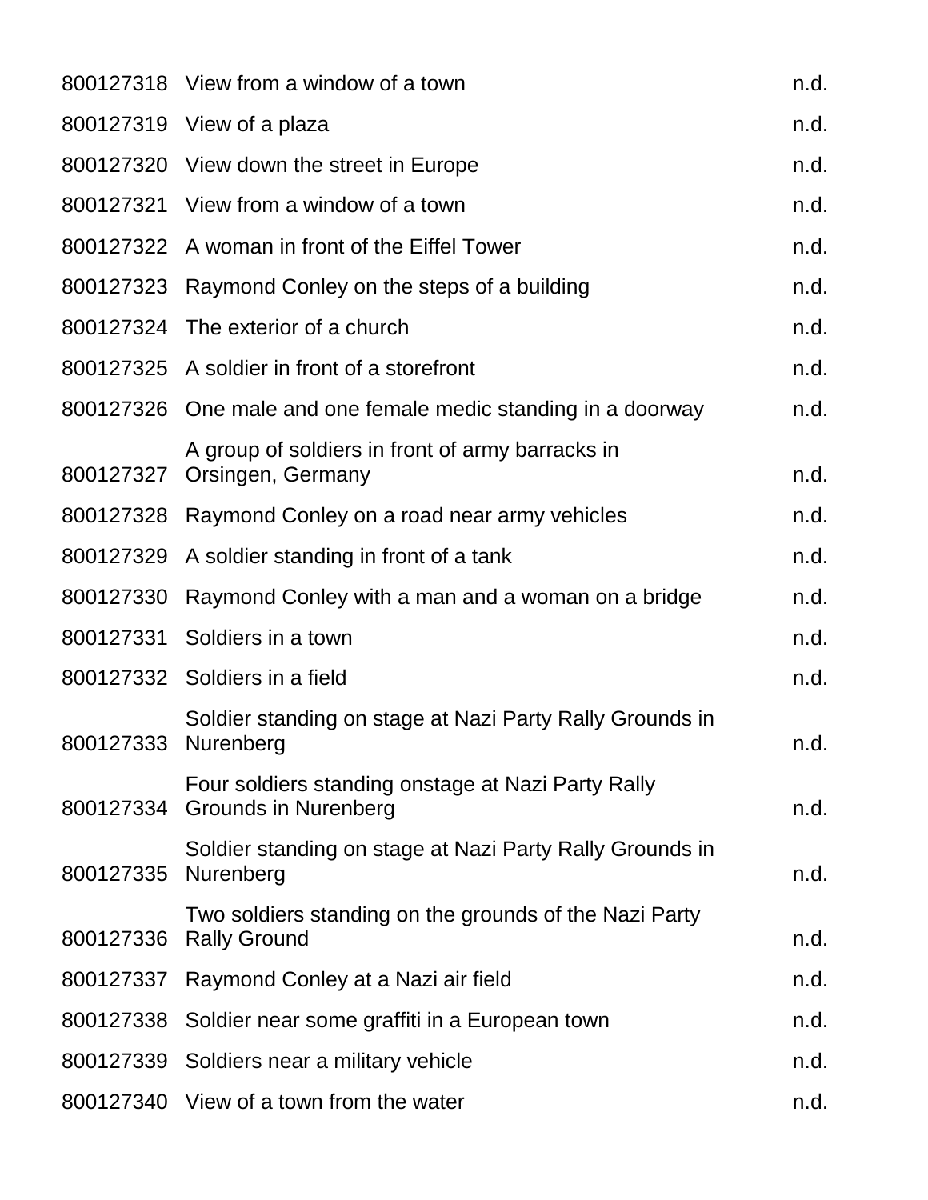| | | |
|---|---|---|
| 800127318 | View from a window of a town | n.d. |
| 800127319 | View of a plaza | n.d. |
| 800127320 | View down the street in Europe | n.d. |
| 800127321 | View from a window of a town | n.d. |
| 800127322 | A woman in front of the Eiffel Tower | n.d. |
| 800127323 | Raymond Conley on the steps of a building | n.d. |
| 800127324 | The exterior of a church | n.d. |
| 800127325 | A soldier in front of a storefront | n.d. |
| 800127326 | One male and one female medic standing in a doorway | n.d. |
| 800127327 | A group of soldiers in front of army barracks in Orsingen, Germany | n.d. |
| 800127328 | Raymond Conley on a road near army vehicles | n.d. |
| 800127329 | A soldier standing in front of a tank | n.d. |
| 800127330 | Raymond Conley with a man and a woman on a bridge | n.d. |
| 800127331 | Soldiers in a town | n.d. |
| 800127332 | Soldiers in a field | n.d. |
| 800127333 | Soldier standing on stage at Nazi Party Rally Grounds in Nurenberg | n.d. |
| 800127334 | Four soldiers standing onstage at Nazi Party Rally Grounds in Nurenberg | n.d. |
| 800127335 | Soldier standing on stage at Nazi Party Rally Grounds in Nurenberg | n.d. |
| 800127336 | Two soldiers standing on the grounds of the Nazi Party Rally Ground | n.d. |
| 800127337 | Raymond Conley at a Nazi air field | n.d. |
| 800127338 | Soldier near some graffiti in a European town | n.d. |
| 800127339 | Soldiers near a military vehicle | n.d. |
| 800127340 | View of a town from the water | n.d. |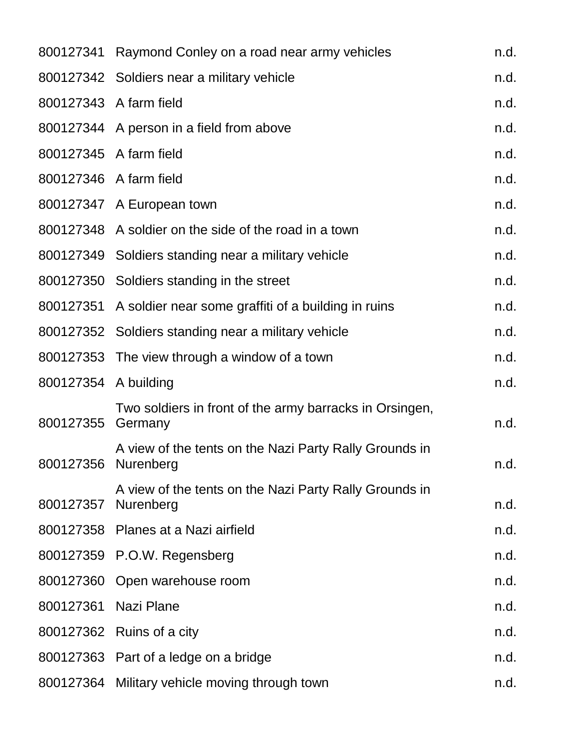| | | |
|---|---|---|
| 800127341 | Raymond Conley on a road near army vehicles | n.d. |
| 800127342 | Soldiers near a military vehicle | n.d. |
| 800127343 | A farm field | n.d. |
| 800127344 | A person in a field from above | n.d. |
| 800127345 | A farm field | n.d. |
| 800127346 | A farm field | n.d. |
| 800127347 | A European town | n.d. |
| 800127348 | A soldier on the side of the road in a town | n.d. |
| 800127349 | Soldiers standing near a military vehicle | n.d. |
| 800127350 | Soldiers standing in the street | n.d. |
| 800127351 | A soldier near some graffiti of a building in ruins | n.d. |
| 800127352 | Soldiers standing near a military vehicle | n.d. |
| 800127353 | The view through a window of a town | n.d. |
| 800127354 | A building | n.d. |
| 800127355 | Two soldiers in front of the army barracks in Orsingen, Germany | n.d. |
| 800127356 | A view of the tents on the Nazi Party Rally Grounds in Nurenberg | n.d. |
| 800127357 | A view of the tents on the Nazi Party Rally Grounds in Nurenberg | n.d. |
| 800127358 | Planes at a Nazi airfield | n.d. |
| 800127359 | P.O.W. Regensberg | n.d. |
| 800127360 | Open warehouse room | n.d. |
| 800127361 | Nazi Plane | n.d. |
| 800127362 | Ruins of a city | n.d. |
| 800127363 | Part of a ledge on a bridge | n.d. |
| 800127364 | Military vehicle moving through town | n.d. |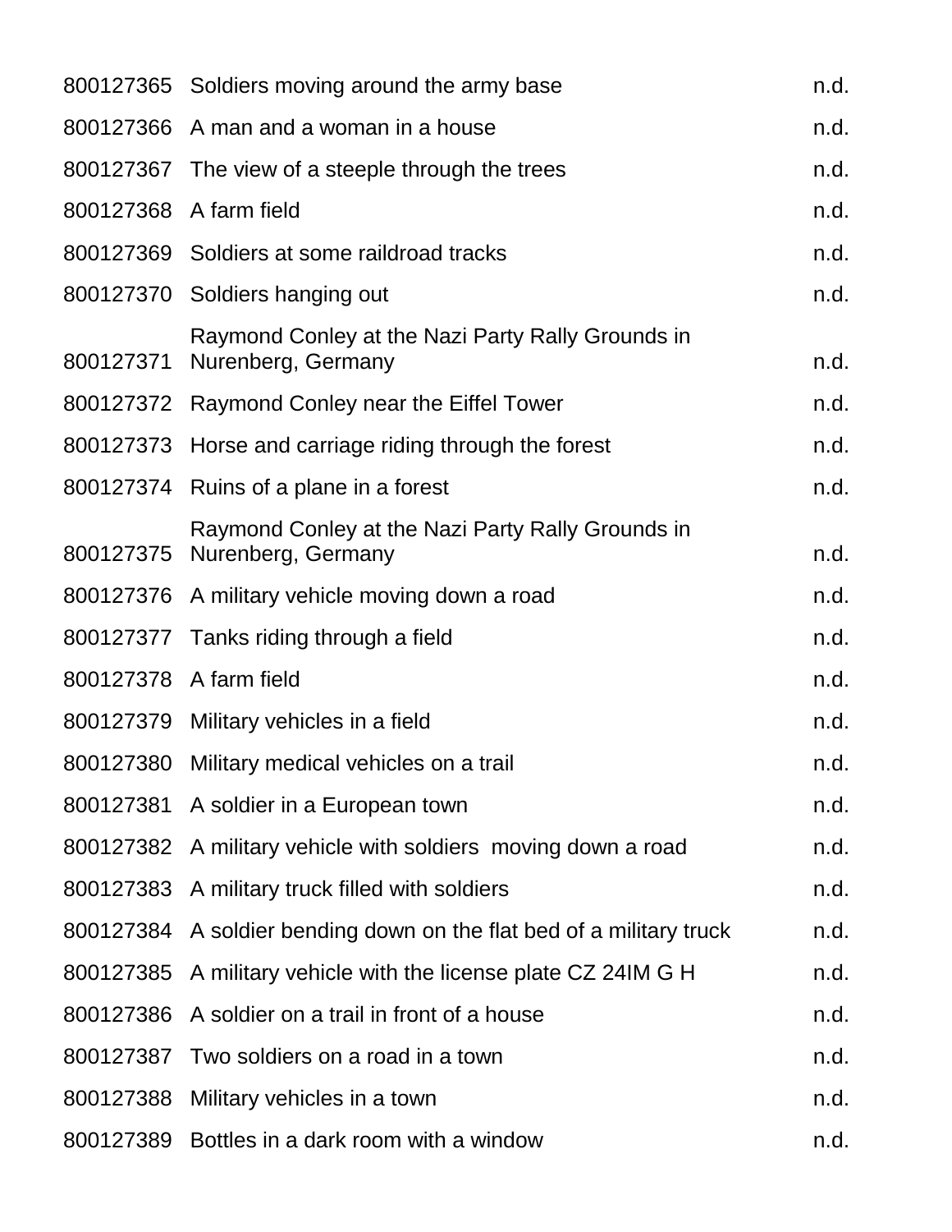| | | |
|---|---|---|
| 800127365 | Soldiers moving around the army base | n.d. |
| 800127366 | A man and a woman in a house | n.d. |
| 800127367 | The view of a steeple through the trees | n.d. |
| 800127368 | A farm field | n.d. |
| 800127369 | Soldiers at some raildroad tracks | n.d. |
| 800127370 | Soldiers hanging out | n.d. |
| 800127371 | Raymond Conley at the Nazi Party Rally Grounds in Nurenberg, Germany | n.d. |
| 800127372 | Raymond Conley near the Eiffel Tower | n.d. |
| 800127373 | Horse and carriage riding through the forest | n.d. |
| 800127374 | Ruins of a plane in a forest | n.d. |
| 800127375 | Raymond Conley at the Nazi Party Rally Grounds in Nurenberg, Germany | n.d. |
| 800127376 | A military vehicle moving down a road | n.d. |
| 800127377 | Tanks riding through a field | n.d. |
| 800127378 | A farm field | n.d. |
| 800127379 | Military vehicles in a field | n.d. |
| 800127380 | Military medical vehicles on a trail | n.d. |
| 800127381 | A soldier in a European town | n.d. |
| 800127382 | A military vehicle with soldiers  moving down a road | n.d. |
| 800127383 | A military truck filled with soldiers | n.d. |
| 800127384 | A soldier bending down on the flat bed of a military truck | n.d. |
| 800127385 | A military vehicle with the license plate CZ 24IM G H | n.d. |
| 800127386 | A soldier on a trail in front of a house | n.d. |
| 800127387 | Two soldiers on a road in a town | n.d. |
| 800127388 | Military vehicles in a town | n.d. |
| 800127389 | Bottles in a dark room with a window | n.d. |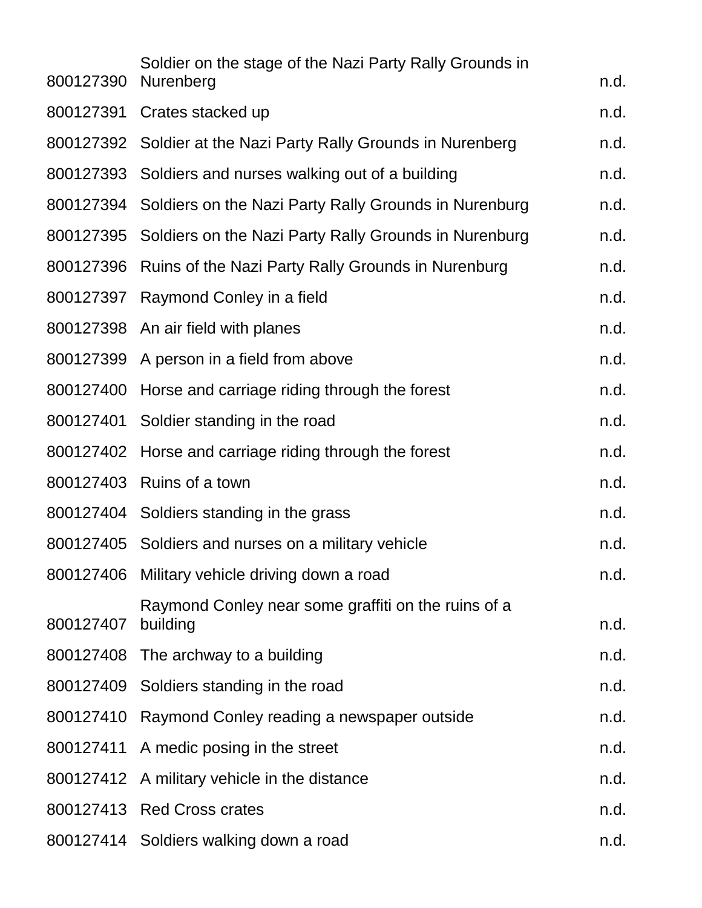| | | |
|---|---|---|
| 800127390 | Soldier on the stage of the Nazi Party Rally Grounds in Nurenberg | n.d. |
| 800127391 | Crates stacked up | n.d. |
| 800127392 | Soldier at the Nazi Party Rally Grounds in Nurenberg | n.d. |
| 800127393 | Soldiers and nurses walking out of a building | n.d. |
| 800127394 | Soldiers on the Nazi Party Rally Grounds in Nurenburg | n.d. |
| 800127395 | Soldiers on the Nazi Party Rally Grounds in Nurenburg | n.d. |
| 800127396 | Ruins of the Nazi Party Rally Grounds in Nurenburg | n.d. |
| 800127397 | Raymond Conley in a field | n.d. |
| 800127398 | An air field with planes | n.d. |
| 800127399 | A person in a field from above | n.d. |
| 800127400 | Horse and carriage riding through the forest | n.d. |
| 800127401 | Soldier standing in the road | n.d. |
| 800127402 | Horse and carriage riding through the forest | n.d. |
| 800127403 | Ruins of a town | n.d. |
| 800127404 | Soldiers standing in the grass | n.d. |
| 800127405 | Soldiers and nurses on a military vehicle | n.d. |
| 800127406 | Military vehicle driving down a road | n.d. |
| 800127407 | Raymond Conley near some graffiti on the ruins of a building | n.d. |
| 800127408 | The archway to a building | n.d. |
| 800127409 | Soldiers standing in the road | n.d. |
| 800127410 | Raymond Conley reading a newspaper outside | n.d. |
| 800127411 | A medic posing in the street | n.d. |
| 800127412 | A military vehicle in the distance | n.d. |
| 800127413 | Red Cross crates | n.d. |
| 800127414 | Soldiers walking down a road | n.d. |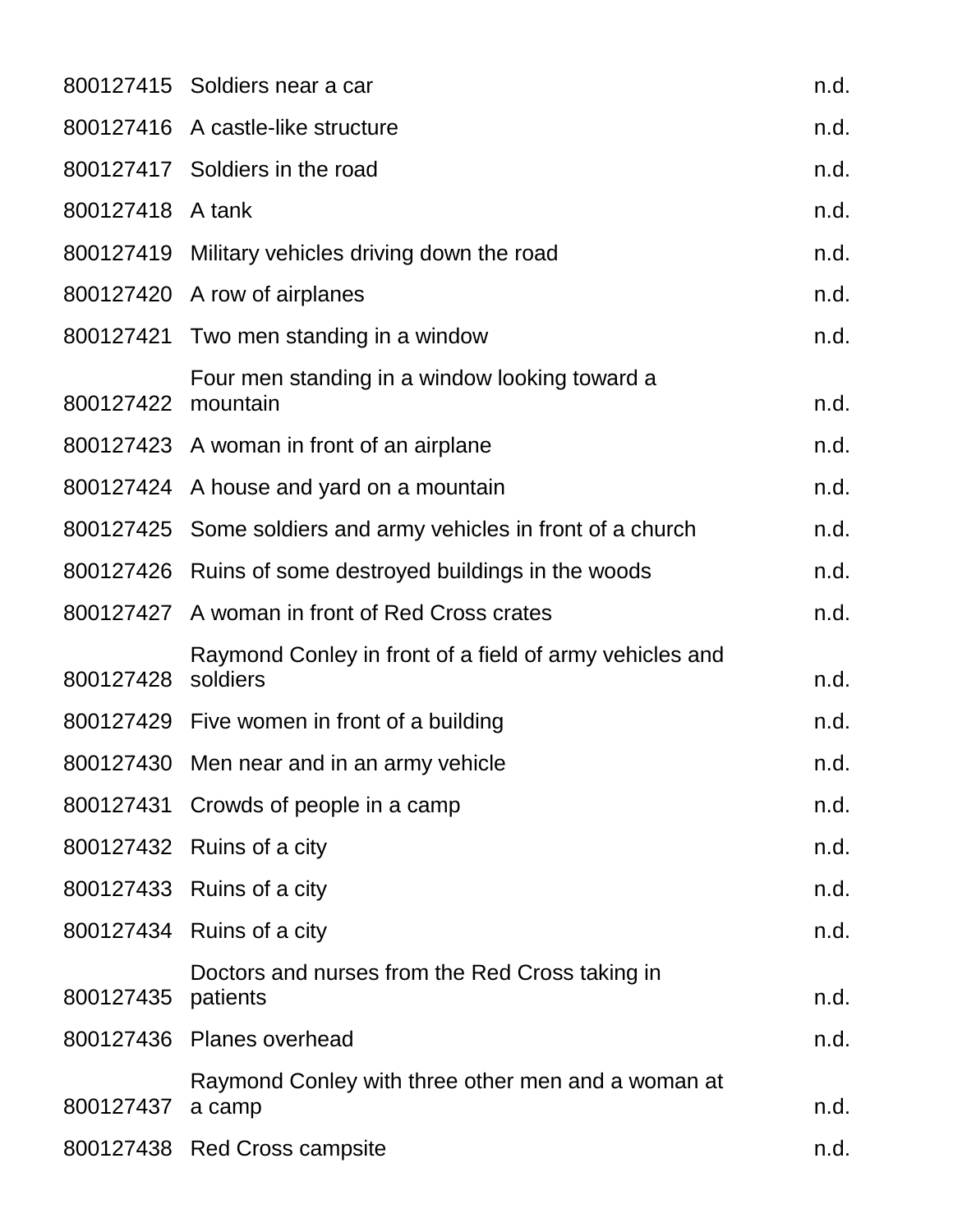| | | |
|---|---|---|
| 800127415 | Soldiers near a car | n.d. |
| 800127416 | A castle-like structure | n.d. |
| 800127417 | Soldiers in the road | n.d. |
| 800127418 | A tank | n.d. |
| 800127419 | Military vehicles driving down the road | n.d. |
| 800127420 | A row of airplanes | n.d. |
| 800127421 | Two men standing in a window | n.d. |
| 800127422 | Four men standing in a window looking toward a mountain | n.d. |
| 800127423 | A woman in front of an airplane | n.d. |
| 800127424 | A house and yard on a mountain | n.d. |
| 800127425 | Some soldiers and army vehicles in front of a church | n.d. |
| 800127426 | Ruins of some destroyed buildings in the woods | n.d. |
| 800127427 | A woman in front of Red Cross crates | n.d. |
| 800127428 | Raymond Conley in front of a field of army vehicles and soldiers | n.d. |
| 800127429 | Five women in front of a building | n.d. |
| 800127430 | Men near and in an army vehicle | n.d. |
| 800127431 | Crowds of people in a camp | n.d. |
| 800127432 | Ruins of a city | n.d. |
| 800127433 | Ruins of a city | n.d. |
| 800127434 | Ruins of a city | n.d. |
| 800127435 | Doctors and nurses from the Red Cross taking in patients | n.d. |
| 800127436 | Planes overhead | n.d. |
| 800127437 | Raymond Conley with three other men and a woman at a camp | n.d. |
| 800127438 | Red Cross campsite | n.d. |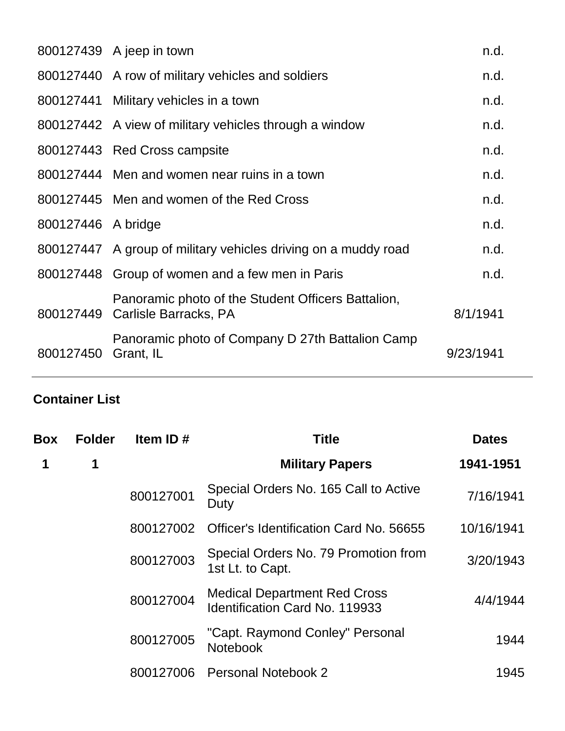| | | |
|---|---|---|
| 800127439 | A jeep in town | n.d. |
| 800127440 | A row of military vehicles and soldiers | n.d. |
| 800127441 | Military vehicles in a town | n.d. |
| 800127442 | A view of military vehicles through a window | n.d. |
| 800127443 | Red Cross campsite | n.d. |
| 800127444 | Men and women near ruins in a town | n.d. |
| 800127445 | Men and women of the Red Cross | n.d. |
| 800127446 | A bridge | n.d. |
| 800127447 | A group of military vehicles driving on a muddy road | n.d. |
| 800127448 | Group of women and a few men in Paris | n.d. |
| 800127449 | Panoramic photo of the Student Officers Battalion, Carlisle Barracks, PA | 8/1/1941 |
| 800127450 | Panoramic photo of Company D 27th Battalion Camp Grant, IL | 9/23/1941 |

---

## Container List

| Box | Folder | Item ID # | Title | Dates |
|---|---|---|---|---|
| **1** | **1** | | **Military Papers** | **1941-1951** |
| | | 800127001 | Special Orders No. 165 Call to Active Duty | 7/16/1941 |
| | | 800127002 | Officer's Identification Card No. 56655 | 10/16/1941 |
| | | 800127003 | Special Orders No. 79 Promotion from 1st Lt. to Capt. | 3/20/1943 |
| | | 800127004 | Medical Department Red Cross Identification Card No. 119933 | 4/4/1944 |
| | | 800127005 | "Capt. Raymond Conley" Personal Notebook | 1944 |
| | | 800127006 | Personal Notebook 2 | 1945 |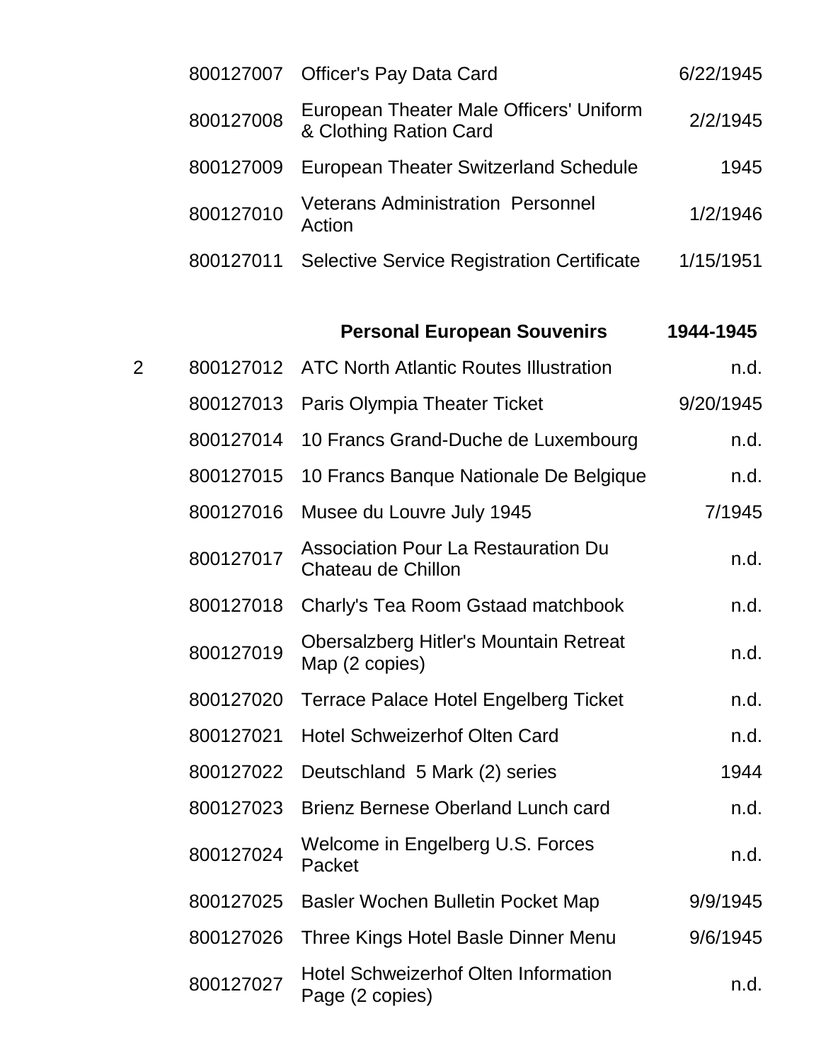| | | | |
|---|---|---|---|
| | 800127007 | Officer's Pay Data Card | 6/22/1945 |
| | 800127008 | European Theater Male Officers' Uniform & Clothing Ration Card | 2/2/1945 |
| | 800127009 | European Theater Switzerland Schedule | 1945 |
| | 800127010 | Veterans Administration Personnel Action | 1/2/1946 |
| | 800127011 | Selective Service Registration Certificate | 1/15/1951 |
| | | **Personal European Souvenirs** | **1944-1945** |
| 2 | 800127012 | ATC North Atlantic Routes Illustration | n.d. |
| | 800127013 | Paris Olympia Theater Ticket | 9/20/1945 |
| | 800127014 | 10 Francs Grand-Duche de Luxembourg | n.d. |
| | 800127015 | 10 Francs Banque Nationale De Belgique | n.d. |
| | 800127016 | Musee du Louvre July 1945 | 7/1945 |
| | 800127017 | Association Pour La Restauration Du Chateau de Chillon | n.d. |
| | 800127018 | Charly's Tea Room Gstaad matchbook | n.d. |
| | 800127019 | Obersalzberg Hitler's Mountain Retreat Map (2 copies) | n.d. |
| | 800127020 | Terrace Palace Hotel Engelberg Ticket | n.d. |
| | 800127021 | Hotel Schweizerhof Olten Card | n.d. |
| | 800127022 | Deutschland 5 Mark (2) series | 1944 |
| | 800127023 | Brienz Bernese Oberland Lunch card | n.d. |
| | 800127024 | Welcome in Engelberg U.S. Forces Packet | n.d. |
| | 800127025 | Basler Wochen Bulletin Pocket Map | 9/9/1945 |
| | 800127026 | Three Kings Hotel Basle Dinner Menu | 9/6/1945 |
| | 800127027 | Hotel Schweizerhof Olten Information Page (2 copies) | n.d. |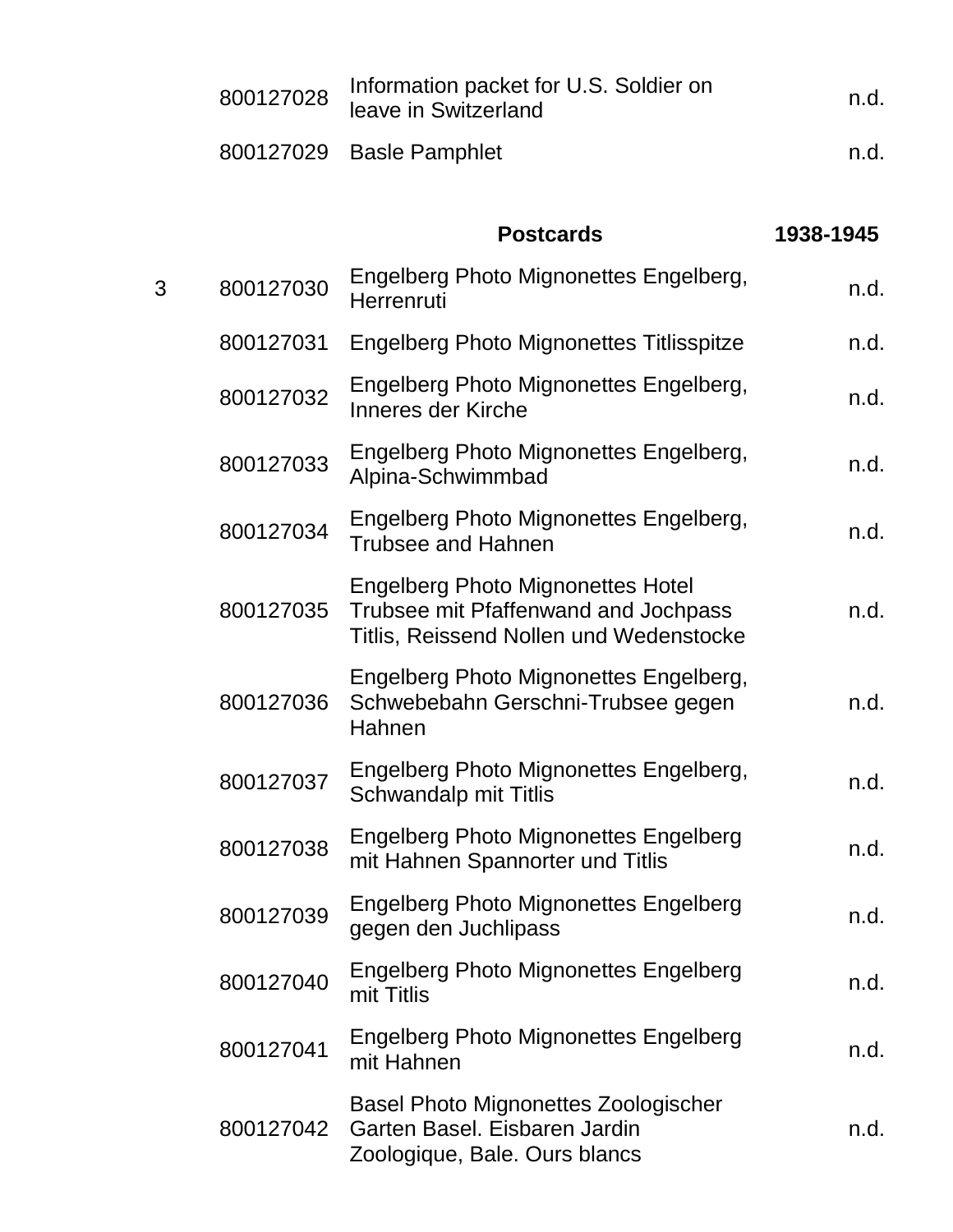| Box | ID | Title | Date |
|---|---|---|---|
| | 800127028 | Information packet for U.S. Soldier on leave in Switzerland | n.d. |
| | 800127029 | Basle Pamphlet | n.d. |
| | | **Postcards** | **1938-1945** |
| 3 | 800127030 | Engelberg Photo Mignonettes Engelberg, Herrenruti | n.d. |
| | 800127031 | Engelberg Photo Mignonettes Titlisspitze | n.d. |
| | 800127032 | Engelberg Photo Mignonettes Engelberg, Inneres der Kirche | n.d. |
| | 800127033 | Engelberg Photo Mignonettes Engelberg, Alpina-Schwimmbad | n.d. |
| | 800127034 | Engelberg Photo Mignonettes Engelberg, Trubsee and Hahnen | n.d. |
| | 800127035 | Engelberg Photo Mignonettes Hotel Trubsee mit Pfaffenwand and Jochpass Titlis, Reissend Nollen und Wedenstocke | n.d. |
| | 800127036 | Engelberg Photo Mignonettes Engelberg, Schwebebahn Gerschni-Trubsee gegen Hahnen | n.d. |
| | 800127037 | Engelberg Photo Mignonettes Engelberg, Schwandalp mit Titlis | n.d. |
| | 800127038 | Engelberg Photo Mignonettes Engelberg mit Hahnen Spannorter und Titlis | n.d. |
| | 800127039 | Engelberg Photo Mignonettes Engelberg gegen den Juchlipass | n.d. |
| | 800127040 | Engelberg Photo Mignonettes Engelberg mit Titlis | n.d. |
| | 800127041 | Engelberg Photo Mignonettes Engelberg mit Hahnen | n.d. |
| | 800127042 | Basel Photo Mignonettes Zoologischer Garten Basel. Eisbaren Jardin Zoologique, Bale. Ours blancs | n.d. |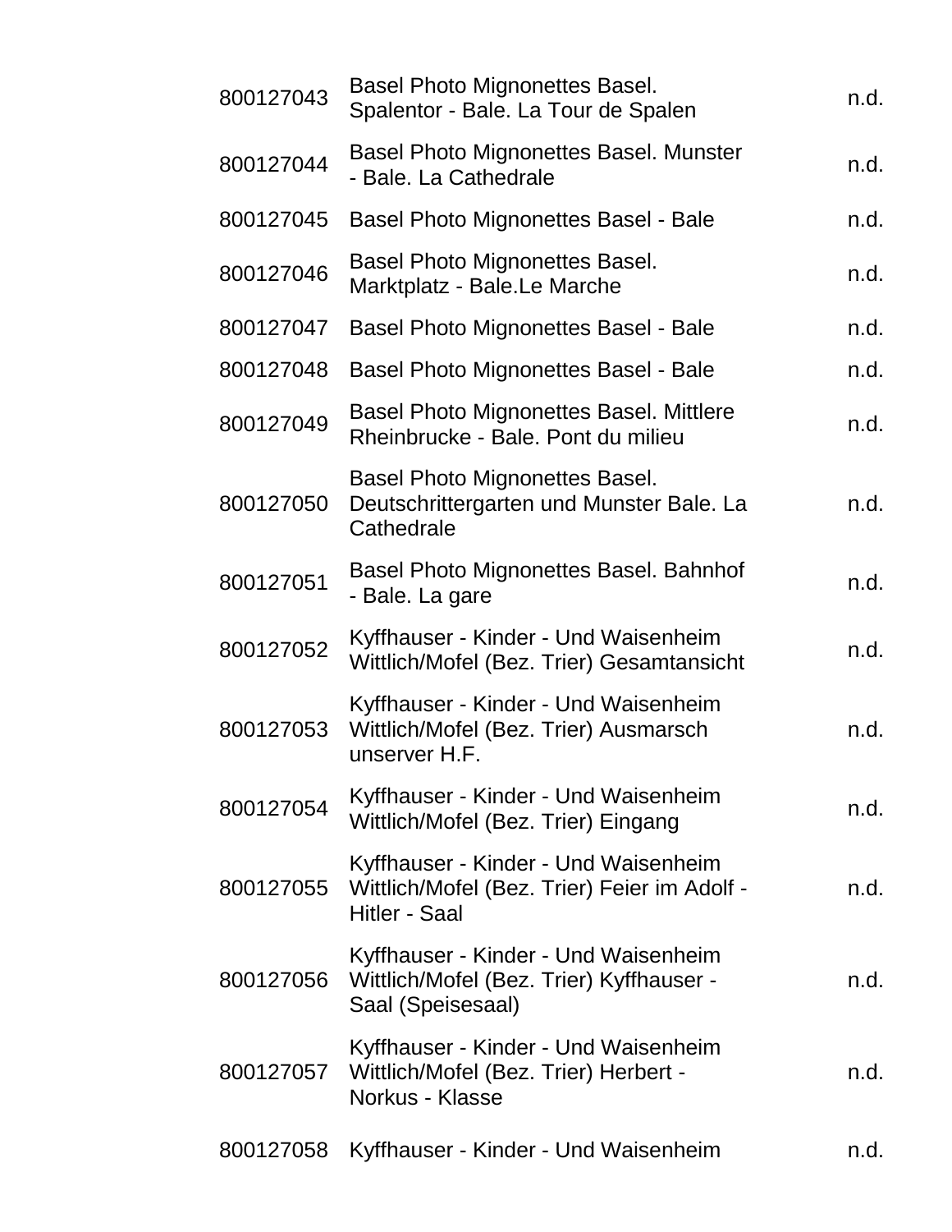| | | |
|---|---|---|
| 800127043 | Basel Photo Mignonettes Basel. Spalentor - Bale. La Tour de Spalen | n.d. |
| 800127044 | Basel Photo Mignonettes Basel. Munster - Bale. La Cathedrale | n.d. |
| 800127045 | Basel Photo Mignonettes Basel - Bale | n.d. |
| 800127046 | Basel Photo Mignonettes Basel. Marktplatz - Bale.Le Marche | n.d. |
| 800127047 | Basel Photo Mignonettes Basel - Bale | n.d. |
| 800127048 | Basel Photo Mignonettes Basel - Bale | n.d. |
| 800127049 | Basel Photo Mignonettes Basel. Mittlere Rheinbrucke - Bale. Pont du milieu | n.d. |
| 800127050 | Basel Photo Mignonettes Basel. Deutschrittergarten und Munster Bale. La Cathedrale | n.d. |
| 800127051 | Basel Photo Mignonettes Basel. Bahnhof - Bale. La gare | n.d. |
| 800127052 | Kyffhauser - Kinder - Und Waisenheim Wittlich/Mofel (Bez. Trier) Gesamtansicht | n.d. |
| 800127053 | Kyffhauser - Kinder - Und Waisenheim Wittlich/Mofel (Bez. Trier) Ausmarsch unserver H.F. | n.d. |
| 800127054 | Kyffhauser - Kinder - Und Waisenheim Wittlich/Mofel (Bez. Trier) Eingang | n.d. |
| 800127055 | Kyffhauser - Kinder - Und Waisenheim Wittlich/Mofel (Bez. Trier) Feier im Adolf - Hitler - Saal | n.d. |
| 800127056 | Kyffhauser - Kinder - Und Waisenheim Wittlich/Mofel (Bez. Trier) Kyffhauser - Saal (Speisesaal) | n.d. |
| 800127057 | Kyffhauser - Kinder - Und Waisenheim Wittlich/Mofel (Bez. Trier) Herbert - Norkus - Klasse | n.d. |
| 800127058 | Kyffhauser - Kinder - Und Waisenheim | n.d. |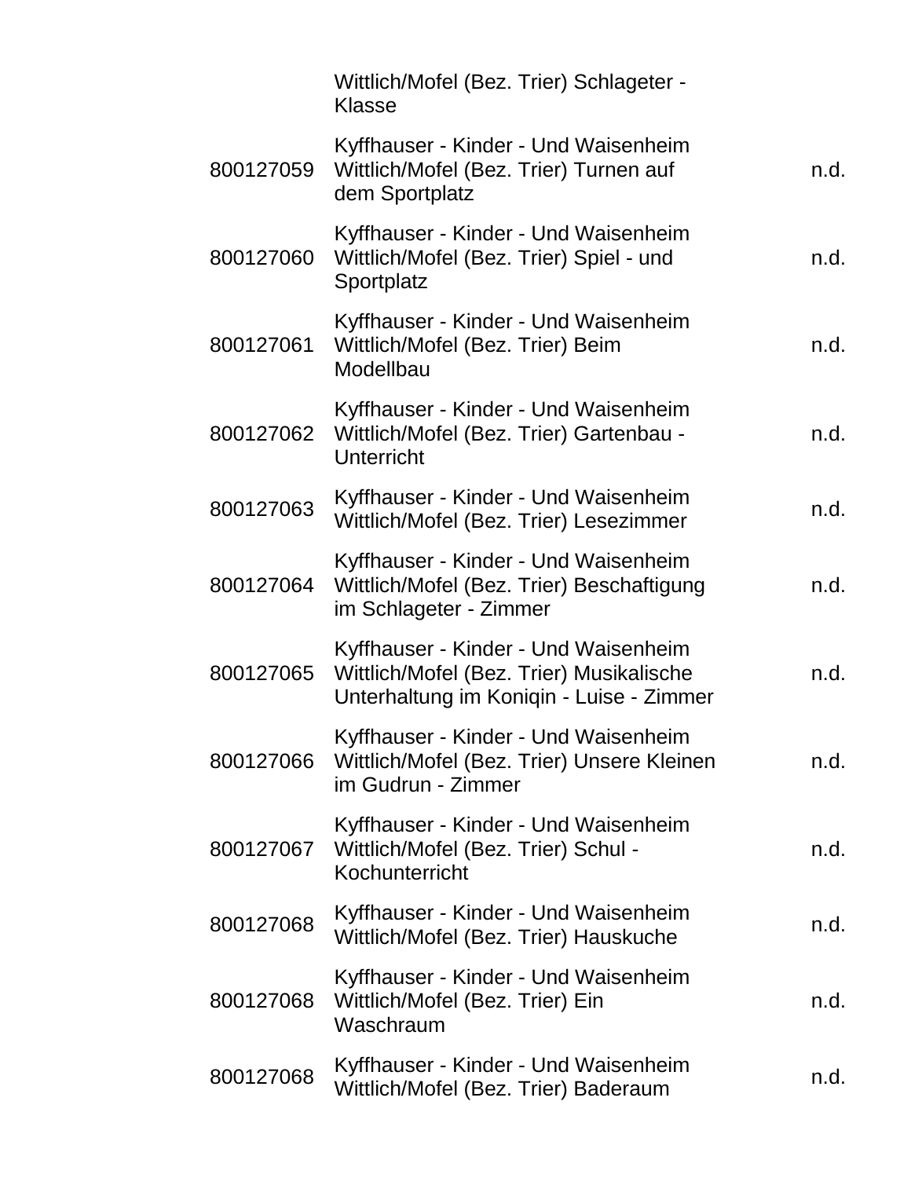| | | |
|---|---|---|
| | Wittlich/Mofel (Bez. Trier) Schlageter - Klasse | |
| 800127059 | Kyffhauser - Kinder - Und Waisenheim Wittlich/Mofel (Bez. Trier) Turnen auf dem Sportplatz | n.d. |
| 800127060 | Kyffhauser - Kinder - Und Waisenheim Wittlich/Mofel (Bez. Trier) Spiel - und Sportplatz | n.d. |
| 800127061 | Kyffhauser - Kinder - Und Waisenheim Wittlich/Mofel (Bez. Trier) Beim Modellbau | n.d. |
| 800127062 | Kyffhauser - Kinder - Und Waisenheim Wittlich/Mofel (Bez. Trier) Gartenbau - Unterricht | n.d. |
| 800127063 | Kyffhauser - Kinder - Und Waisenheim Wittlich/Mofel (Bez. Trier) Lesezimmer | n.d. |
| 800127064 | Kyffhauser - Kinder - Und Waisenheim Wittlich/Mofel (Bez. Trier) Beschaftigung im Schlageter - Zimmer | n.d. |
| 800127065 | Kyffhauser - Kinder - Und Waisenheim Wittlich/Mofel (Bez. Trier) Musikalische Unterhaltung im Koniqin - Luise - Zimmer | n.d. |
| 800127066 | Kyffhauser - Kinder - Und Waisenheim Wittlich/Mofel (Bez. Trier) Unsere Kleinen im Gudrun - Zimmer | n.d. |
| 800127067 | Kyffhauser - Kinder - Und Waisenheim Wittlich/Mofel (Bez. Trier) Schul - Kochunterricht | n.d. |
| 800127068 | Kyffhauser - Kinder - Und Waisenheim Wittlich/Mofel (Bez. Trier) Hauskuche | n.d. |
| 800127068 | Kyffhauser - Kinder - Und Waisenheim Wittlich/Mofel (Bez. Trier) Ein Waschraum | n.d. |
| 800127068 | Kyffhauser - Kinder - Und Waisenheim Wittlich/Mofel (Bez. Trier) Baderaum | n.d. |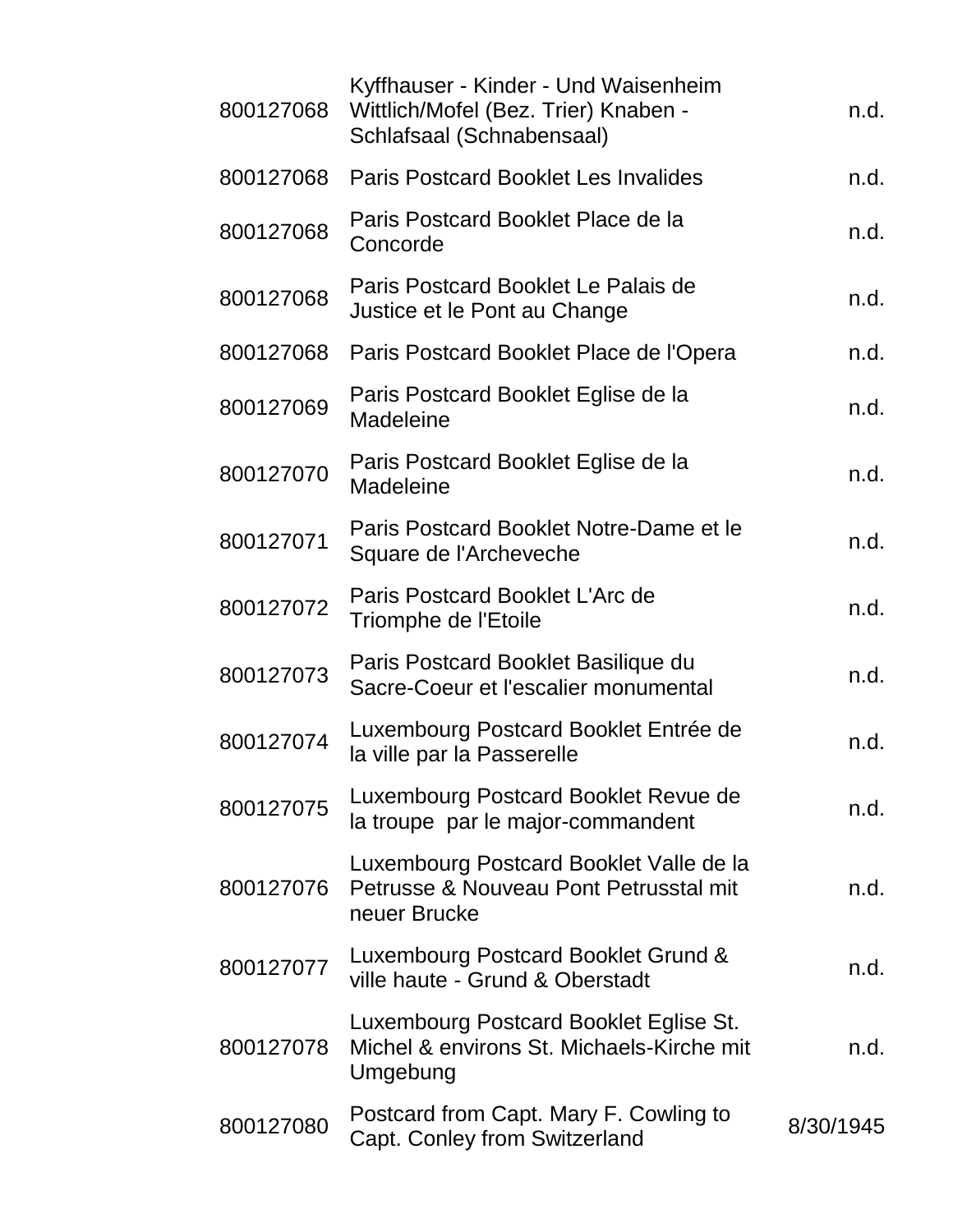| | | |
|---|---|---|
| 800127068 | Kyffhauser - Kinder - Und Waisenheim Wittlich/Mofel (Bez. Trier) Knaben - Schlafsaal (Schnabensaal) | n.d. |
| 800127068 | Paris Postcard Booklet Les Invalides | n.d. |
| 800127068 | Paris Postcard Booklet Place de la Concorde | n.d. |
| 800127068 | Paris Postcard Booklet Le Palais de Justice et le Pont au Change | n.d. |
| 800127068 | Paris Postcard Booklet Place de l'Opera | n.d. |
| 800127069 | Paris Postcard Booklet Eglise de la Madeleine | n.d. |
| 800127070 | Paris Postcard Booklet Eglise de la Madeleine | n.d. |
| 800127071 | Paris Postcard Booklet Notre-Dame et le Square de l'Archeveche | n.d. |
| 800127072 | Paris Postcard Booklet L'Arc de Triomphe de l'Etoile | n.d. |
| 800127073 | Paris Postcard Booklet Basilique du Sacre-Coeur et l'escalier monumental | n.d. |
| 800127074 | Luxembourg Postcard Booklet Entrée de la ville par la Passerelle | n.d. |
| 800127075 | Luxembourg Postcard Booklet Revue de la troupe par le major-commandent | n.d. |
| 800127076 | Luxembourg Postcard Booklet Valle de la Petrusse & Nouveau Pont Petrusstal mit neuer Brucke | n.d. |
| 800127077 | Luxembourg Postcard Booklet Grund & ville haute - Grund & Oberstadt | n.d. |
| 800127078 | Luxembourg Postcard Booklet Eglise St. Michel & environs St. Michaels-Kirche mit Umgebung | n.d. |
| 800127080 | Postcard from Capt. Mary F. Cowling to Capt. Conley from Switzerland | 8/30/1945 |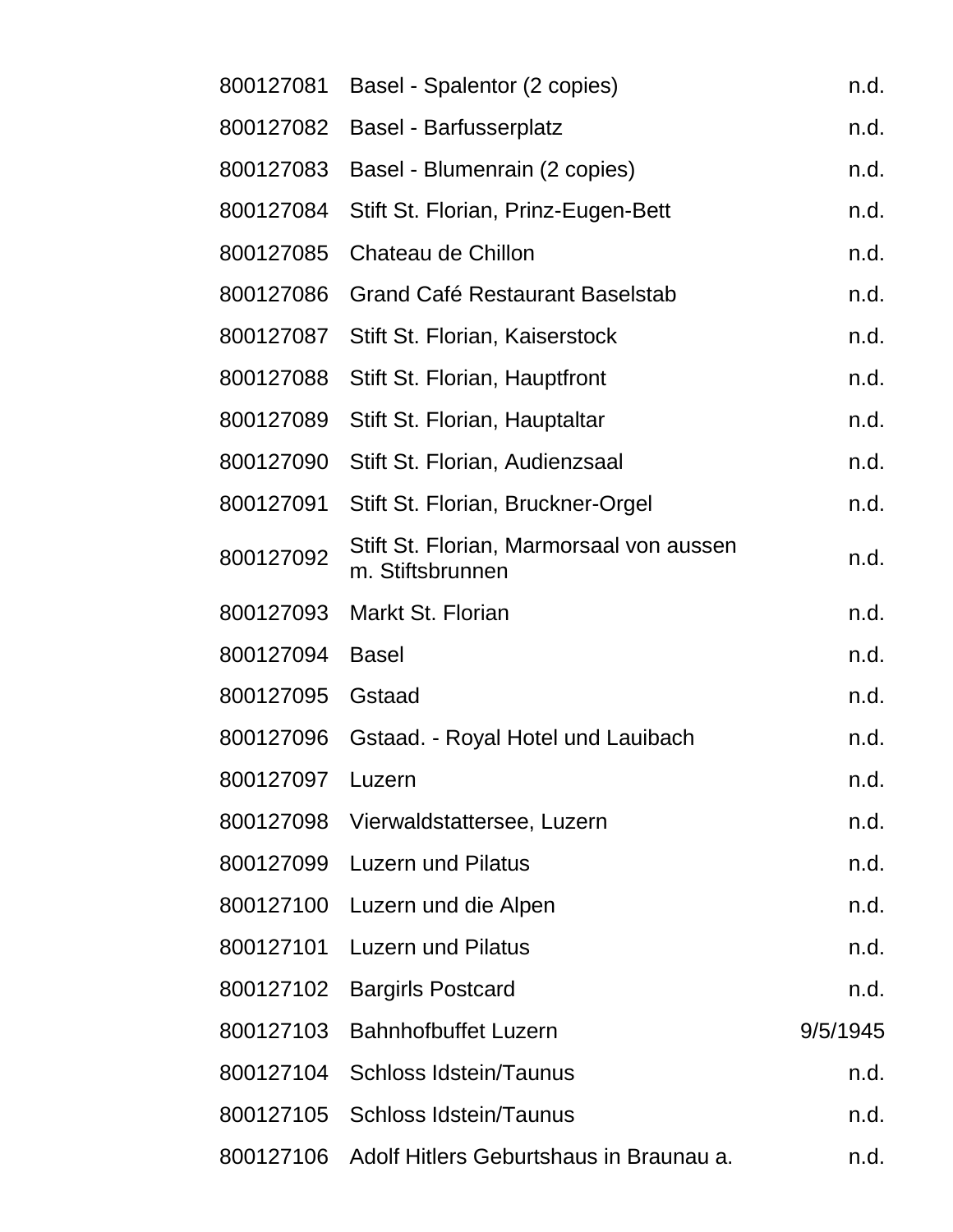| | | |
|---|---|---|
| 800127081 | Basel - Spalentor (2 copies) | n.d. |
| 800127082 | Basel - Barfusserplatz | n.d. |
| 800127083 | Basel - Blumenrain (2 copies) | n.d. |
| 800127084 | Stift St. Florian, Prinz-Eugen-Bett | n.d. |
| 800127085 | Chateau de Chillon | n.d. |
| 800127086 | Grand Café Restaurant Baselstab | n.d. |
| 800127087 | Stift St. Florian, Kaiserstock | n.d. |
| 800127088 | Stift St. Florian, Hauptfront | n.d. |
| 800127089 | Stift St. Florian, Hauptaltar | n.d. |
| 800127090 | Stift St. Florian, Audienzsaal | n.d. |
| 800127091 | Stift St. Florian, Bruckner-Orgel | n.d. |
| 800127092 | Stift St. Florian, Marmorsaal von aussen m. Stiftsbrunnen | n.d. |
| 800127093 | Markt St. Florian | n.d. |
| 800127094 | Basel | n.d. |
| 800127095 | Gstaad | n.d. |
| 800127096 | Gstaad. - Royal Hotel und Lauibach | n.d. |
| 800127097 | Luzern | n.d. |
| 800127098 | Vierwaldstattersee, Luzern | n.d. |
| 800127099 | Luzern und Pilatus | n.d. |
| 800127100 | Luzern und die Alpen | n.d. |
| 800127101 | Luzern und Pilatus | n.d. |
| 800127102 | Bargirls Postcard | n.d. |
| 800127103 | Bahnhofbuffet Luzern | 9/5/1945 |
| 800127104 | Schloss Idstein/Taunus | n.d. |
| 800127105 | Schloss Idstein/Taunus | n.d. |
| 800127106 | Adolf Hitlers Geburtshaus in Braunau a. | n.d. |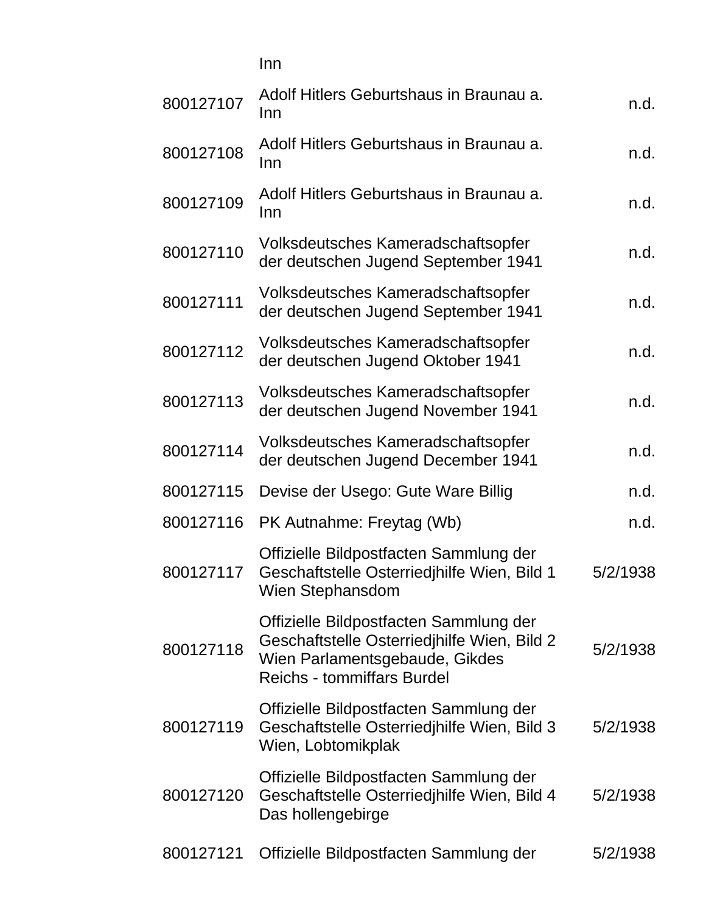| | | |
|---|---|---|
| | Inn | |
| 800127107 | Adolf Hitlers Geburtshaus in Braunau a. Inn | n.d. |
| 800127108 | Adolf Hitlers Geburtshaus in Braunau a. Inn | n.d. |
| 800127109 | Adolf Hitlers Geburtshaus in Braunau a. Inn | n.d. |
| 800127110 | Volksdeutsches Kameradschaftsopfer der deutschen Jugend September 1941 | n.d. |
| 800127111 | Volksdeutsches Kameradschaftsopfer der deutschen Jugend September 1941 | n.d. |
| 800127112 | Volksdeutsches Kameradschaftsopfer der deutschen Jugend Oktober 1941 | n.d. |
| 800127113 | Volksdeutsches Kameradschaftsopfer der deutschen Jugend November 1941 | n.d. |
| 800127114 | Volksdeutsches Kameradschaftsopfer der deutschen Jugend December 1941 | n.d. |
| 800127115 | Devise der Usego: Gute Ware Billig | n.d. |
| 800127116 | PK Autnahme: Freytag (Wb) | n.d. |
| 800127117 | Offizielle Bildpostfacten Sammlung der Geschaftstelle Osterriedjhilfe Wien, Bild 1 Wien Stephansdom | 5/2/1938 |
| 800127118 | Offizielle Bildpostfacten Sammlung der Geschaftstelle Osterriedjhilfe Wien, Bild 2 Wien Parlamentsgebaude, Gikdes Reichs - tommiffars Burdel | 5/2/1938 |
| 800127119 | Offizielle Bildpostfacten Sammlung der Geschaftstelle Osterriedjhilfe Wien, Bild 3 Wien, Lobtomikplak | 5/2/1938 |
| 800127120 | Offizielle Bildpostfacten Sammlung der Geschaftstelle Osterriedjhilfe Wien, Bild 4 Das hollengebirge | 5/2/1938 |
| 800127121 | Offizielle Bildpostfacten Sammlung der | 5/2/1938 |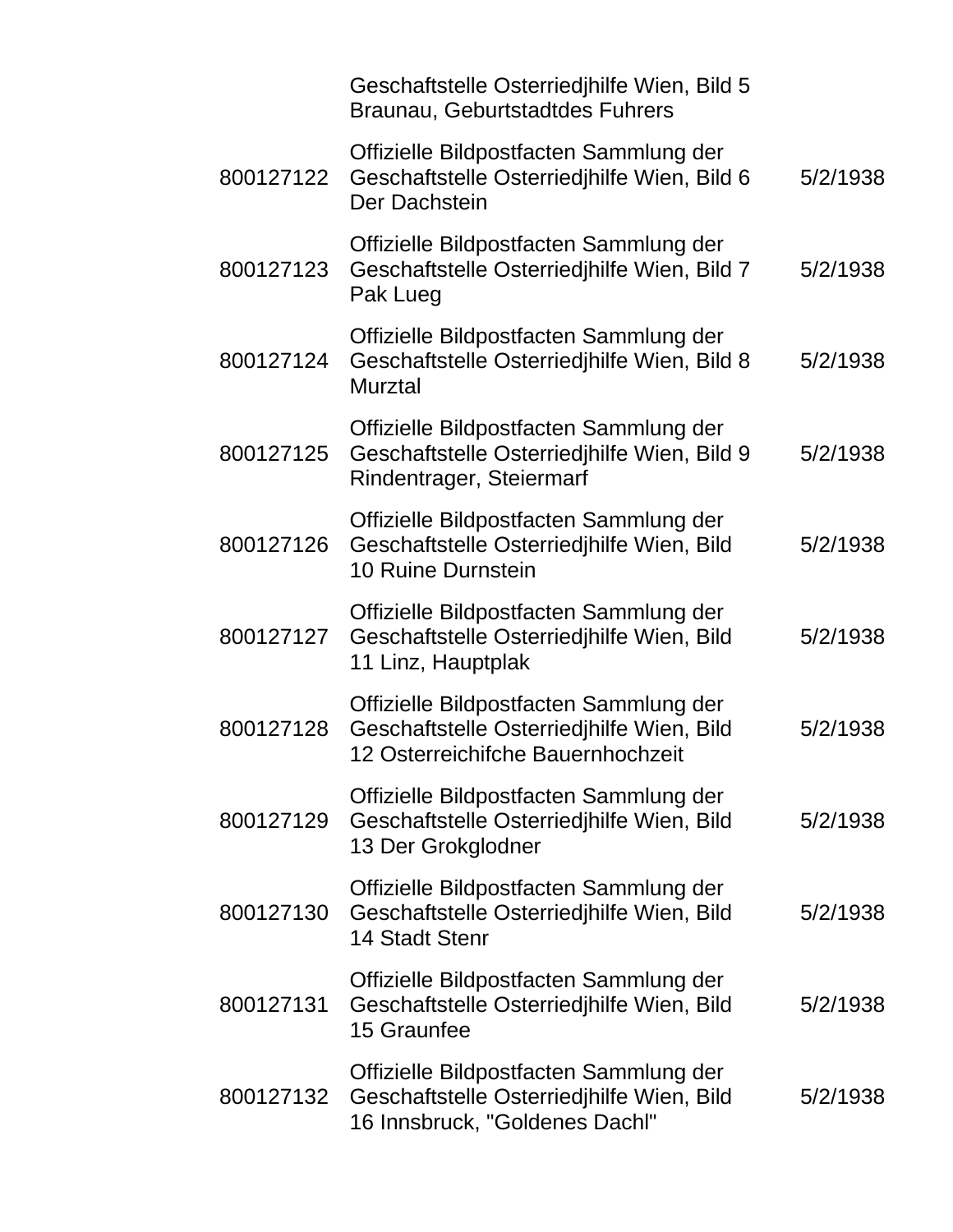| | | |
|---|---|---|
| | Geschaftstelle Osterriedjhilfe Wien, Bild 5 Braunau, Geburtstadtdes Fuhrers | |
| 800127122 | Offizielle Bildpostfacten Sammlung der Geschaftstelle Osterriedjhilfe Wien, Bild 6 Der Dachstein | 5/2/1938 |
| 800127123 | Offizielle Bildpostfacten Sammlung der Geschaftstelle Osterriedjhilfe Wien, Bild 7 Pak Lueg | 5/2/1938 |
| 800127124 | Offizielle Bildpostfacten Sammlung der Geschaftstelle Osterriedjhilfe Wien, Bild 8 Murztal | 5/2/1938 |
| 800127125 | Offizielle Bildpostfacten Sammlung der Geschaftstelle Osterriedjhilfe Wien, Bild 9 Rindentrager, Steiermarf | 5/2/1938 |
| 800127126 | Offizielle Bildpostfacten Sammlung der Geschaftstelle Osterriedjhilfe Wien, Bild 10 Ruine Durnstein | 5/2/1938 |
| 800127127 | Offizielle Bildpostfacten Sammlung der Geschaftstelle Osterriedjhilfe Wien, Bild 11 Linz, Hauptplak | 5/2/1938 |
| 800127128 | Offizielle Bildpostfacten Sammlung der Geschaftstelle Osterriedjhilfe Wien, Bild 12 Osterreichifche Bauernhochzeit | 5/2/1938 |
| 800127129 | Offizielle Bildpostfacten Sammlung der Geschaftstelle Osterriedjhilfe Wien, Bild 13 Der Grokglodner | 5/2/1938 |
| 800127130 | Offizielle Bildpostfacten Sammlung der Geschaftstelle Osterriedjhilfe Wien, Bild 14 Stadt Stenr | 5/2/1938 |
| 800127131 | Offizielle Bildpostfacten Sammlung der Geschaftstelle Osterriedjhilfe Wien, Bild 15 Graunfee | 5/2/1938 |
| 800127132 | Offizielle Bildpostfacten Sammlung der Geschaftstelle Osterriedjhilfe Wien, Bild 16 Innsbruck, "Goldenes Dachl" | 5/2/1938 |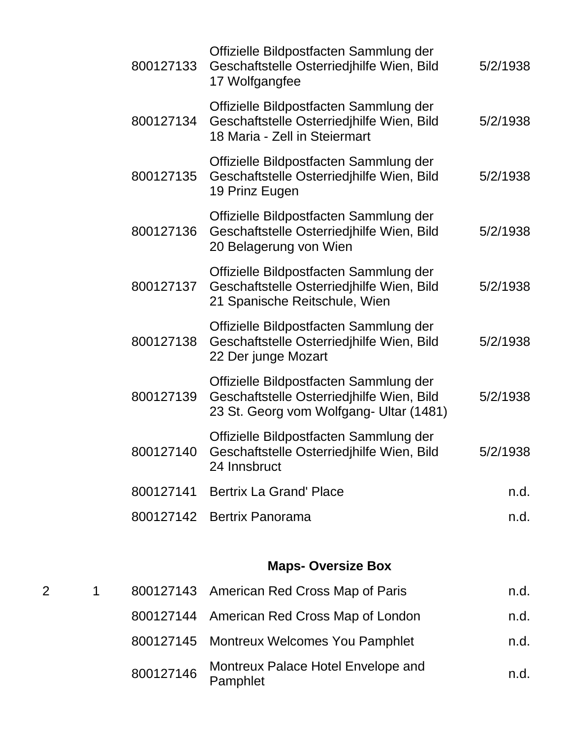| | | | | |
|---|---|---|---|---|
| | | 800127133 | Offizielle Bildpostfacten Sammlung der Geschaftstelle Osterriedjhilfe Wien, Bild 17 Wolfgangfee | 5/2/1938 |
| | | 800127134 | Offizielle Bildpostfacten Sammlung der Geschaftstelle Osterriedjhilfe Wien, Bild 18 Maria - Zell in Steiermart | 5/2/1938 |
| | | 800127135 | Offizielle Bildpostfacten Sammlung der Geschaftstelle Osterriedjhilfe Wien, Bild 19 Prinz Eugen | 5/2/1938 |
| | | 800127136 | Offizielle Bildpostfacten Sammlung der Geschaftstelle Osterriedjhilfe Wien, Bild 20 Belagerung von Wien | 5/2/1938 |
| | | 800127137 | Offizielle Bildpostfacten Sammlung der Geschaftstelle Osterriedjhilfe Wien, Bild 21 Spanische Reitschule, Wien | 5/2/1938 |
| | | 800127138 | Offizielle Bildpostfacten Sammlung der Geschaftstelle Osterriedjhilfe Wien, Bild 22 Der junge Mozart | 5/2/1938 |
| | | 800127139 | Offizielle Bildpostfacten Sammlung der Geschaftstelle Osterriedjhilfe Wien, Bild 23 St. Georg vom Wolfgang- Ultar (1481) | 5/2/1938 |
| | | 800127140 | Offizielle Bildpostfacten Sammlung der Geschaftstelle Osterriedjhilfe Wien, Bild 24 Innsbruct | 5/2/1938 |
| | | 800127141 | Bertrix La Grand' Place | n.d. |
| | | 800127142 | Bertrix Panorama | n.d. |

**Maps- Oversize Box**

| | | | | |
|---|---|---|---|---|
| 2 | 1 | 800127143 | American Red Cross Map of Paris | n.d. |
| | | 800127144 | American Red Cross Map of London | n.d. |
| | | 800127145 | Montreux Welcomes You Pamphlet | n.d. |
| | | 800127146 | Montreux Palace Hotel Envelope and Pamphlet | n.d. |